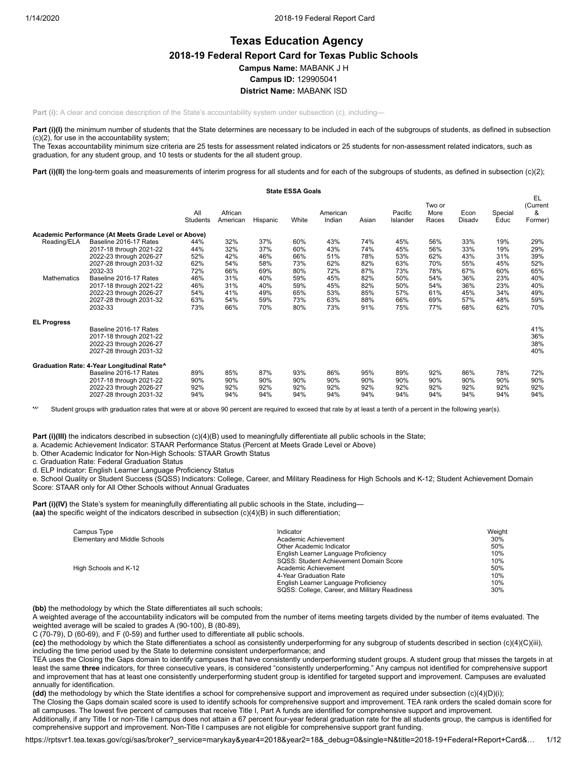# Texas Education Agency

## 2018-19 Federal Report Card for Texas Public Schools

**Campus Name:** MABANK J H

**Campus ID:** 129905041

**District Name:** MABANK ISD

**Part (i):** A clear and concise description of the State's accountability system under subsection (c), including—

**Part (i)(I)** the minimum number of students that the State determines are necessary to be included in each of the subgroups of students, as defined in subsection (c)(2), for use in the accountability system;
The Texas accountability minimum size criteria are 25 tests for assessment related indicators or 25 students for non-assessment related indicators, such as graduation, for any student group, and 10 tests or students for the all student group.

**Part (i)(II)** the long-term goals and measurements of interim progress for all students and for each of the subgroups of students, as defined in subsection (c)(2);

**State ESSA Goals**

| | | All Students | African American | Hispanic | White | American Indian | Asian | Pacific Islander | Two or More Races | Econ Disadv | Special Educ | EL (Current & Former) |
|---|---|---|---|---|---|---|---|---|---|---|---|---|
| **Academic Performance (At Meets Grade Level or Above)** | | | | | | | | | | | | |
| Reading/ELA | Baseline 2016-17 Rates | 44% | 32% | 37% | 60% | 43% | 74% | 45% | 56% | 33% | 19% | 29% |
| | 2017-18 through 2021-22 | 44% | 32% | 37% | 60% | 43% | 74% | 45% | 56% | 33% | 19% | 29% |
| | 2022-23 through 2026-27 | 52% | 42% | 46% | 66% | 51% | 78% | 53% | 62% | 43% | 31% | 39% |
| | 2027-28 through 2031-32 | 62% | 54% | 58% | 73% | 62% | 82% | 63% | 70% | 55% | 45% | 52% |
| | 2032-33 | 72% | 66% | 69% | 80% | 72% | 87% | 73% | 78% | 67% | 60% | 65% |
| Mathematics | Baseline 2016-17 Rates | 46% | 31% | 40% | 59% | 45% | 82% | 50% | 54% | 36% | 23% | 40% |
| | 2017-18 through 2021-22 | 46% | 31% | 40% | 59% | 45% | 82% | 50% | 54% | 36% | 23% | 40% |
| | 2022-23 through 2026-27 | 54% | 41% | 49% | 65% | 53% | 85% | 57% | 61% | 45% | 34% | 49% |
| | 2027-28 through 2031-32 | 63% | 54% | 59% | 73% | 63% | 88% | 66% | 69% | 57% | 48% | 59% |
| | 2032-33 | 73% | 66% | 70% | 80% | 73% | 91% | 75% | 77% | 68% | 62% | 70% |
| **EL Progress** | | | | | | | | | | | | |
| | Baseline 2016-17 Rates | | | | | | | | | | | 41% |
| | 2017-18 through 2021-22 | | | | | | | | | | | 36% |
| | 2022-23 through 2026-27 | | | | | | | | | | | 38% |
| | 2027-28 through 2031-32 | | | | | | | | | | | 40% |
| **Graduation Rate: 4-Year Longitudinal Rate^** | | | | | | | | | | | | |
| | Baseline 2016-17 Rates | 89% | 85% | 87% | 93% | 86% | 95% | 89% | 92% | 86% | 78% | 72% |
| | 2017-18 through 2021-22 | 90% | 90% | 90% | 90% | 90% | 90% | 90% | 90% | 90% | 90% | 90% |
| | 2022-23 through 2026-27 | 92% | 92% | 92% | 92% | 92% | 92% | 92% | 92% | 92% | 92% | 92% |
| | 2027-28 through 2031-32 | 94% | 94% | 94% | 94% | 94% | 94% | 94% | 94% | 94% | 94% | 94% |

'^' Student groups with graduation rates that were at or above 90 percent are required to exceed that rate by at least a tenth of a percent in the following year(s).

**Part (i)(III)** the indicators described in subsection (c)(4)(B) used to meaningfully differentiate all public schools in the State;
a. Academic Achievement Indicator: STAAR Performance Status (Percent at Meets Grade Level or Above)
b. Other Academic Indicator for Non-High Schools: STAAR Growth Status
c. Graduation Rate: Federal Graduation Status
d. ELP Indicator: English Learner Language Proficiency Status
e. School Quality or Student Success (SQSS) Indicators: College, Career, and Military Readiness for High Schools and K-12; Student Achievement Domain Score: STAAR only for All Other Schools without Annual Graduates

**Part (i)(IV)** the State's system for meaningfully differentiating all public schools in the State, including—
**(aa)** the specific weight of the indicators described in subsection (c)(4)(B) in such differentiation;

| Campus Type | Indicator | Weight |
|---|---|---|
| Elementary and Middle Schools | Academic Achievement | 30% |
| | Other Academic Indicator | 50% |
| | English Learner Language Proficiency | 10% |
| | SQSS: Student Achievement Domain Score | 10% |
| High Schools and K-12 | Academic Achievement | 50% |
| | 4-Year Graduation Rate | 10% |
| | English Learner Language Proficiency | 10% |
| | SQSS: College, Career, and Military Readiness | 30% |

**(bb)** the methodology by which the State differentiates all such schools;
A weighted average of the accountability indicators will be computed from the number of items meeting targets divided by the number of items evaluated. The weighted average will be scaled to grades A (90-100), B (80-89), C (70-79), D (60-69), and F (0-59) and further used to differentiate all public schools.

**(cc)** the methodology by which the State differentiates a school as consistently underperforming for any subgroup of students described in section (c)(4)(C)(iii), including the time period used by the State to determine consistent underperformance; and
TEA uses the Closing the Gaps domain to identify campuses that have consistently underperforming student groups. A student group that misses the targets in at least the same **three** indicators, for three consecutive years, is considered "consistently underperforming." Any campus not identified for comprehensive support and improvement that has at least one consistently underperforming student group is identified for targeted support and improvement. Campuses are evaluated annually for identification.

**(dd)** the methodology by which the State identifies a school for comprehensive support and improvement as required under subsection (c)(4)(D)(i);
The Closing the Gaps domain scaled score is used to identify schools for comprehensive support and improvement. TEA rank orders the scaled domain score for all campuses. The lowest five percent of campuses that receive Title I, Part A funds are identified for comprehensive support and improvement.
Additionally, if any Title I or non-Title I campus does not attain a 67 percent four-year federal graduation rate for the all students group, the campus is identified for comprehensive support and improvement. Non-Title I campuses are not eligible for comprehensive support grant funding.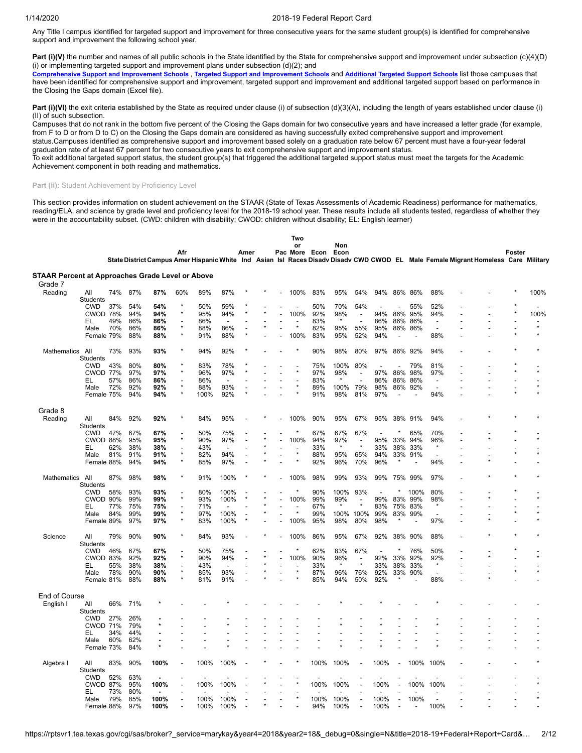Any Title I campus identified for targeted support and improvement for three consecutive years for the same student group(s) is identified for comprehensive support and improvement the following school year.

**Part (i)(V)** the number and names of all public schools in the State identified by the State for comprehensive support and improvement under subsection (c)(4)(D)(i) or implementing targeted support and improvement plans under subsection (d)(2); and

**Comprehensive Support and Improvement Schools** , **Targeted Support and Improvement Schools** and **Additional Targeted Support Schools** list those campuses that have been identified for comprehensive support and improvement, targeted support and improvement and additional targeted support based on performance in the Closing the Gaps domain (Excel file).

**Part (i)(VI)** the exit criteria established by the State as required under clause (i) of subsection (d)(3)(A), including the length of years established under clause (i)(II) of such subsection.

Campuses that do not rank in the bottom five percent of the Closing the Gaps domain for two consecutive years and have increased a letter grade (for example, from F to D or from D to C) on the Closing the Gaps domain are considered as having successfully exited comprehensive support and improvement status.Campuses identified as comprehensive support and improvement based solely on a graduation rate below 67 percent must have a four-year federal graduation rate of at least 67 percent for two consecutive years to exit comprehensive support and improvement status.

To exit additional targeted support status, the student group(s) that triggered the additional targeted support status must meet the targets for the Academic Achievement component in both reading and mathematics.

**Part (ii):** Student Achievement by Proficiency Level

This section provides information on student achievement on the STAAR (State of Texas Assessments of Academic Readiness) performance for mathematics, reading/ELA, and science by grade level and proficiency level for the 2018-19 school year. These results include all students tested, regardless of whether they were in the accountability subset. (CWD: children with disability; CWOD: children without disability; EL: English learner)

| | | State | District | Campus | Afr Amer | Hispanic | White | Amer Ind | Asian | Pac Isl | Two or More Races | Econ Disadv | Non Econ Disadv | CWD | CWOD | EL | Male | Female | Migrant | Homeless | Foster Care | Military |
|---|---|---|---|---|---|---|---|---|---|---|---|---|---|---|---|---|---|---|---|---|---|---|
| **STAAR Percent at Approaches Grade Level or Above** | | | | | | | | | | | | | | | | | | | | | | |
| Grade 7 | | | | | | | | | | | | | | | | | | | | | | |
| Reading | All Students | 74% | 87% | **87%** | 60% | 89% | 87% | * | * | - | 100% | 83% | 95% | 54% | 94% | 86% | 86% | 88% | - | - | * | 100% |
| | CWD | 37% | 54% | **54%** | * | 50% | 59% | * | - | - | - | 50% | 70% | 54% | - | - | 55% | 52% | - | - | * | - |
| | CWOD | 78% | 94% | **94%** | * | 95% | 94% | * | * | - | 100% | 92% | 98% | - | 94% | 86% | 95% | 94% | - | - | * | 100% |
| | EL | 49% | 86% | **86%** | - | 86% | - | - | - | - | - | 83% | * | - | 86% | 86% | 86% | - | - | - | - | - |
| | Male | 70% | 86% | **86%** | * | 88% | 86% | - | * | - | * | 82% | 95% | 55% | 95% | 86% | 86% | - | - | - | - | * |
| | Female | 79% | 88% | **88%** | * | 91% | 88% | * | - | - | 100% | 83% | 95% | 52% | 94% | - | - | 88% | - | - | * | * |
| Mathematics | All Students | 73% | 93% | **93%** | * | 94% | 92% | * | - | - | * | 90% | 98% | 80% | 97% | 86% | 92% | 94% | - | - | * | * |
| | CWD | 43% | 80% | **80%** | * | 83% | 78% | * | - | - | - | 75% | 100% | 80% | - | - | 79% | 81% | - | - | * | - |
| | CWOD | 77% | 97% | **97%** | * | 96% | 97% | * | - | - | * | 97% | 98% | - | 97% | 86% | 98% | 97% | - | - | * | * |
| | EL | 57% | 86% | **86%** | - | 86% | - | - | - | - | - | 83% | * | - | 86% | 86% | 86% | - | - | - | - | - |
| | Male | 72% | 92% | **92%** | * | 88% | 93% | - | - | - | * | 89% | 100% | 79% | 98% | 86% | 92% | - | - | - | - | * |
| | Female | 75% | 94% | **94%** | * | 100% | 92% | * | - | - | * | 91% | 98% | 81% | 97% | - | - | 94% | - | - | * | * |
| Grade 8 | | | | | | | | | | | | | | | | | | | | | | |
| Reading | All Students | 84% | 92% | **92%** | * | 84% | 95% | - | * | - | 100% | 90% | 95% | 67% | 95% | 38% | 91% | 94% | - | * | * | * |
| | CWD | 47% | 67% | **67%** | - | 50% | 75% | - | - | - | * | 67% | 67% | 67% | - | * | 65% | 70% | - | - | * | - |
| | CWOD | 88% | 95% | **95%** | * | 90% | 97% | - | * | - | 100% | 94% | 97% | - | 95% | 33% | 94% | 96% | - | * | - | * |
| | EL | 62% | 38% | **38%** | - | 43% | - | - | * | - | - | 33% | * | * | 33% | 38% | 33% | * | - | - | - | - |
| | Male | 81% | 91% | **91%** | * | 82% | 94% | - | * | - | * | 88% | 95% | 65% | 94% | 33% | 91% | - | - | - | * | * |
| | Female | 88% | 94% | **94%** | * | 85% | 97% | - | * | - | * | 92% | 96% | 70% | 96% | * | - | 94% | - | * | - | - |
| Mathematics | All Students | 87% | 98% | **98%** | * | 91% | 100% | * | * | - | 100% | 98% | 99% | 93% | 99% | 75% | 99% | 97% | - | * | * | * |
| | CWD | 58% | 93% | **93%** | - | 80% | 100% | - | - | - | * | 90% | 100% | 93% | - | * | 100% | 80% | - | - | * | - |
| | CWOD | 90% | 99% | **99%** | * | 93% | 100% | * | * | - | 100% | 99% | 99% | - | 99% | 83% | 99% | 98% | - | * | - | * |
| | EL | 77% | 75% | **75%** | - | 71% | - | - | * | - | - | 67% | * | - | 83% | 75% | 83% | * | - | - | - | - |
| | Male | 84% | 99% | **99%** | * | 97% | 100% | - | * | - | * | 99% | 100% | 100% | 99% | 83% | 99% | - | - | - | * | * |
| | Female | 89% | 97% | **97%** | * | 83% | 100% | * | - | - | 100% | 95% | 98% | 80% | 98% | * | - | 97% | - | * | - | * |
| Science | All Students | 79% | 90% | **90%** | * | 84% | 93% | - | * | - | 100% | 86% | 95% | 67% | 92% | 38% | 90% | 88% | - | * | * | * |
| | CWD | 46% | 67% | **67%** | - | 50% | 75% | - | - | - | * | 62% | 83% | 67% | - | * | 76% | 50% | - | - | * | - |
| | CWOD | 83% | 92% | **92%** | * | 90% | 94% | - | * | - | 100% | 90% | 96% | - | 92% | 33% | 92% | 92% | - | * | - | * |
| | EL | 55% | 38% | **38%** | - | 43% | - | - | * | - | - | 33% | * | * | 33% | 38% | 33% | * | - | - | - | - |
| | Male | 78% | 90% | **90%** | * | 85% | 93% | - | * | - | * | 87% | 96% | 76% | 92% | 33% | 90% | - | - | - | * | * |
| | Female | 81% | 88% | **88%** | * | 81% | 91% | - | * | - | * | 85% | 94% | 50% | 92% | * | - | 88% | - | * | - | - |
| End of Course | | | | | | | | | | | | | | | | | | | | | | |
| English I | All Students | 66% | 71% | * | - | - | * | - | - | - | - | - | * | - | * | - | - | * | - | - | - | - |
| | CWD | 27% | 26% | **-** | - | - | - | - | - | - | - | - | - | - | - | - | - | - | - | - | - | - |
| | CWOD | 71% | 79% | * | - | - | * | - | - | - | - | - | * | - | * | - | - | * | - | - | - | - |
| | EL | 34% | 44% | **-** | - | - | - | - | - | - | - | - | - | - | - | - | - | - | - | - | - | - |
| | Male | 60% | 62% | **-** | - | - | - | - | - | - | - | - | - | - | - | - | - | - | - | - | - | - |
| | Female | 73% | 84% | * | - | - | * | - | - | - | - | - | * | - | * | - | - | * | - | - | - | - |
| Algebra I | All Students | 83% | 90% | **100%** | - | 100% | 100% | - | * | - | * | 100% | 100% | - | 100% | - | 100% | 100% | - | - | - | * |
| | CWD | 52% | 63% | **-** | - | - | - | - | - | - | - | - | - | - | - | - | - | - | - | - | - | - |
| | CWOD | 87% | 95% | **100%** | - | 100% | 100% | - | * | - | * | 100% | 100% | - | 100% | - | 100% | 100% | - | - | - | * |
| | EL | 73% | 80% | **-** | - | - | - | - | - | - | - | - | - | - | - | - | - | - | - | - | - | - |
| | Male | 79% | 85% | **100%** | - | 100% | 100% | - | - | - | * | 100% | 100% | - | 100% | - | 100% | - | - | - | - | * |
| | Female | 88% | 97% | **100%** | - | 100% | 100% | - | * | - | - | 94% | 100% | - | 100% | - | - | 100% | - | - | - | - |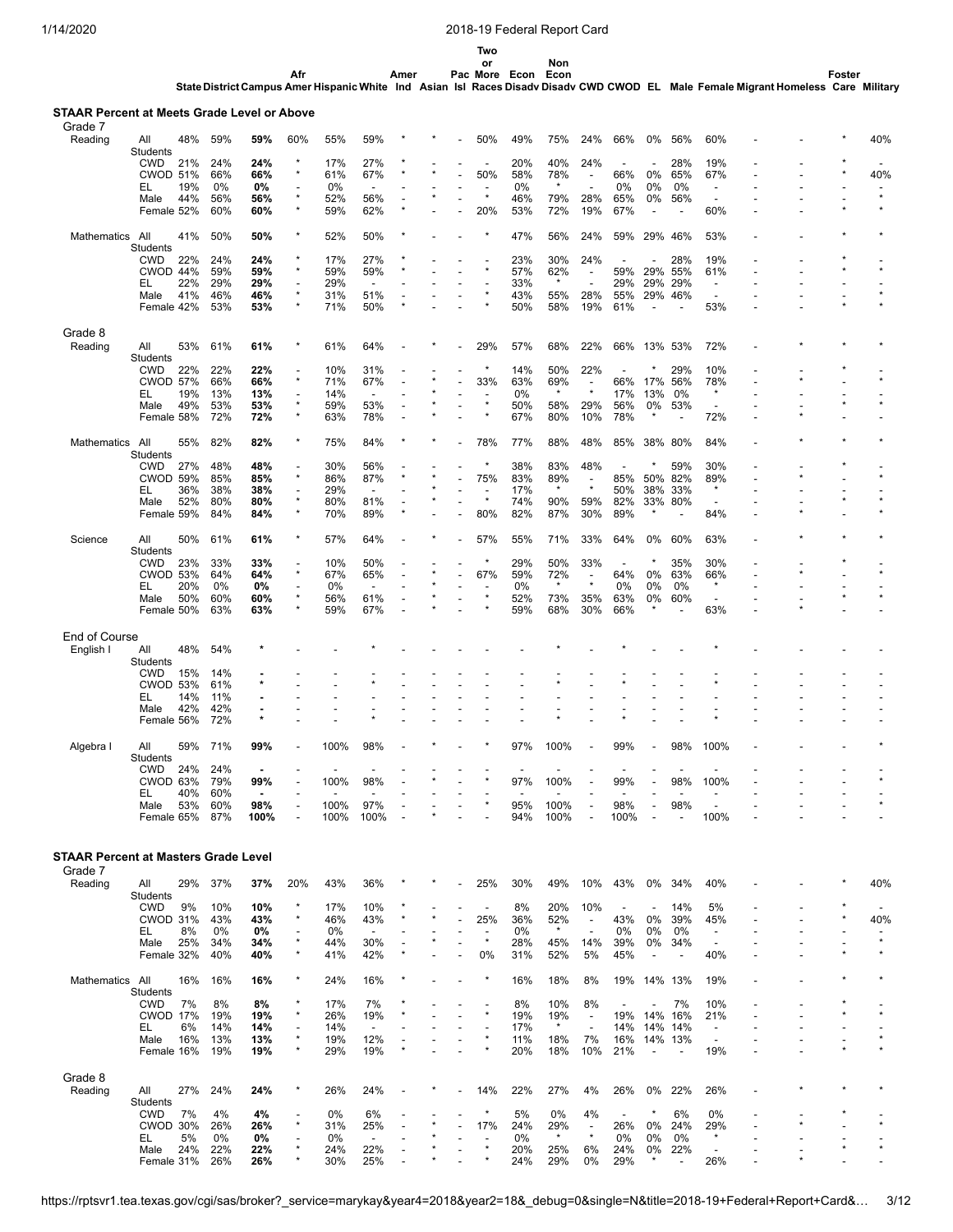## STAAR Percent at Meets Grade Level or Above

| | | State | District | Campus | Afr Amer | Hispanic | White | Amer Ind | Asian | Pac Isl | Two or More Races | Econ Disadv | Non Econ Disadv | CWD | CWOD | EL | Male | Female | Migrant | Homeless | Foster Care | Military |
|---|---|---|---|---|---|---|---|---|---|---|---|---|---|---|---|---|---|---|---|---|---|---|
| **Grade 7** | | | | | | | | | | | | | | | | | | | | | | |
| Reading | All Students | 48% | 59% | **59%** | 60% | 55% | 59% | * | * | - | 50% | 49% | 75% | 24% | 66% | 0% | 56% | 60% | - | - | * | 40% |
| | CWD | 21% | 24% | **24%** | * | 17% | 27% | * | - | - | - | 20% | 40% | 24% | - | - | 28% | 19% | - | - | * | - |
| | CWOD | 51% | 66% | **66%** | * | 61% | 67% | * | * | - | 50% | 58% | 78% | - | 66% | 0% | 65% | 67% | - | - | * | 40% |
| | EL | 19% | 0% | **0%** | - | 0% | - | - | - | - | - | 0% | * | - | 0% | 0% | 0% | - | - | - | - | - |
| | Male | 44% | 56% | **56%** | * | 52% | 56% | - | * | - | * | 46% | 79% | 28% | 65% | 0% | 56% | - | - | - | - | * |
| | Female | 52% | 60% | **60%** | * | 59% | 62% | * | - | - | 20% | 53% | 72% | 19% | 67% | - | - | 60% | - | - | * | * |
| Mathematics | All Students | 41% | 50% | **50%** | * | 52% | 50% | * | - | - | * | 47% | 56% | 24% | 59% | 29% | 46% | 53% | - | - | * | * |
| | CWD | 22% | 24% | **24%** | * | 17% | 27% | * | - | - | - | 23% | 30% | 24% | - | - | 28% | 19% | - | - | * | - |
| | CWOD | 44% | 59% | **59%** | * | 59% | 59% | * | - | - | * | 57% | 62% | - | 59% | 29% | 55% | 61% | - | - | * | * |
| | EL | 22% | 29% | **29%** | - | 29% | - | - | - | - | - | 33% | * | - | 29% | 29% | 29% | - | - | - | - | - |
| | Male | 41% | 46% | **46%** | * | 31% | 51% | - | - | - | * | 43% | 55% | 28% | 55% | 29% | 46% | - | - | - | - | * |
| | Female | 42% | 53% | **53%** | * | 71% | 50% | * | - | - | * | 50% | 58% | 19% | 61% | - | - | 53% | - | - | * | * |
| **Grade 8** | | | | | | | | | | | | | | | | | | | | | | |
| Reading | All Students | 53% | 61% | **61%** | * | 61% | 64% | - | * | - | 29% | 57% | 68% | 22% | 66% | 13% | 53% | 72% | - | * | * | * |
| | CWD | 22% | 22% | **22%** | - | 10% | 31% | - | - | - | * | 14% | 50% | 22% | - | * | 29% | 10% | - | - | * | - |
| | CWOD | 57% | 66% | **66%** | * | 71% | 67% | - | * | - | 33% | 63% | 69% | - | 66% | 17% | 56% | 78% | - | * | - | * |
| | EL | 19% | 13% | **13%** | - | 14% | - | - | * | - | - | 0% | * | * | 17% | 13% | 0% | * | - | - | - | - |
| | Male | 49% | 53% | **53%** | * | 59% | 53% | - | * | - | * | 50% | 58% | 29% | 56% | 0% | 53% | - | - | - | * | * |
| | Female | 58% | 72% | **72%** | * | 63% | 78% | - | * | - | * | 67% | 80% | 10% | 78% | * | - | 72% | - | * | - | - |
| Mathematics | All Students | 55% | 82% | **82%** | * | 75% | 84% | * | * | - | 78% | 77% | 88% | 48% | 85% | 38% | 80% | 84% | - | * | * | * |
| | CWD | 27% | 48% | **48%** | - | 30% | 56% | - | - | - | * | 38% | 83% | 48% | - | * | 59% | 30% | - | - | * | - |
| | CWOD | 59% | 85% | **85%** | * | 86% | 87% | * | * | - | 75% | 83% | 89% | - | 85% | 50% | 82% | 89% | - | * | - | * |
| | EL | 36% | 38% | **38%** | - | 29% | - | - | * | - | - | 17% | * | * | 50% | 38% | 33% | * | - | - | - | - |
| | Male | 52% | 80% | **80%** | * | 80% | 81% | - | * | - | * | 74% | 90% | 59% | 82% | 33% | 80% | - | - | - | * | * |
| | Female | 59% | 84% | **84%** | * | 70% | 89% | * | - | - | 80% | 82% | 87% | 30% | 89% | * | - | 84% | - | * | - | * |
| Science | All Students | 50% | 61% | **61%** | * | 57% | 64% | - | * | - | 57% | 55% | 71% | 33% | 64% | 0% | 60% | 63% | - | * | * | * |
| | CWD | 23% | 33% | **33%** | - | 10% | 50% | - | - | - | * | 29% | 50% | 33% | - | * | 35% | 30% | - | - | * | - |
| | CWOD | 53% | 64% | **64%** | * | 67% | 65% | - | * | - | 67% | 59% | 72% | - | 64% | 0% | 63% | 66% | - | * | - | * |
| | EL | 20% | 0% | **0%** | - | 0% | - | - | * | - | - | 0% | * | * | 0% | 0% | 0% | * | - | - | - | - |
| | Male | 50% | 60% | **60%** | * | 56% | 61% | - | * | - | * | 52% | 73% | 35% | 63% | 0% | 60% | - | - | - | * | * |
| | Female | 50% | 63% | **63%** | * | 59% | 67% | - | * | - | * | 59% | 68% | 30% | 66% | * | - | 63% | - | * | - | - |
| **End of Course** | | | | | | | | | | | | | | | | | | | | | | |
| English I | All Students | 48% | 54% | * | - | - | * | - | - | - | - | - | * | - | * | - | - | * | - | - | - | - |
| | CWD | 15% | 14% | - | - | - | - | - | - | - | - | - | - | - | - | - | - | - | - | - | - | - |
| | CWOD | 53% | 61% | * | - | - | * | - | - | - | - | - | * | - | * | - | - | * | - | - | - | - |
| | EL | 14% | 11% | - | - | - | - | - | - | - | - | - | - | - | - | - | - | - | - | - | - | - |
| | Male | 42% | 42% | - | - | - | - | - | - | - | - | - | - | - | - | - | - | - | - | - | - | - |
| | Female | 56% | 72% | * | - | - | * | - | - | - | - | - | * | - | * | - | - | * | - | - | - | - |
| Algebra I | All Students | 59% | 71% | **99%** | - | 100% | 98% | - | * | - | * | 97% | 100% | - | 99% | - | 98% | 100% | - | - | - | * |
| | CWD | 24% | 24% | - | - | - | - | - | - | - | - | - | - | - | - | - | - | - | - | - | - | - |
| | CWOD | 63% | 79% | **99%** | - | 100% | 98% | - | * | - | * | 97% | 100% | - | 99% | - | 98% | 100% | - | - | - | * |
| | EL | 40% | 60% | - | - | - | - | - | - | - | - | - | - | - | - | - | - | - | - | - | - | - |
| | Male | 53% | 60% | **98%** | - | 100% | 97% | - | - | - | * | 95% | 100% | - | 98% | - | 98% | - | - | - | - | * |
| | Female | 65% | 87% | **100%** | - | 100% | 100% | - | * | - | - | 94% | 100% | - | 100% | - | - | 100% | - | - | - | - |

## STAAR Percent at Masters Grade Level

| | | State | District | Campus | Afr Amer | Hispanic | White | Amer Ind | Asian | Pac Isl | Two or More Races | Econ Disadv | Non Econ Disadv | CWD | CWOD | EL | Male | Female | Migrant | Homeless | Foster Care | Military |
|---|---|---|---|---|---|---|---|---|---|---|---|---|---|---|---|---|---|---|---|---|---|---|
| **Grade 7** | | | | | | | | | | | | | | | | | | | | | | |
| Reading | All Students | 29% | 37% | **37%** | 20% | 43% | 36% | * | * | - | 25% | 30% | 49% | 10% | 43% | 0% | 34% | 40% | - | - | * | 40% |
| | CWD | 9% | 10% | **10%** | * | 17% | 10% | * | - | - | - | 8% | 20% | 10% | - | - | 14% | 5% | - | - | * | - |
| | CWOD | 31% | 43% | **43%** | * | 46% | 43% | * | * | - | 25% | 36% | 52% | - | 43% | 0% | 39% | 45% | - | - | * | 40% |
| | EL | 8% | 0% | **0%** | - | 0% | - | - | - | - | - | 0% | * | - | 0% | 0% | 0% | - | - | - | - | - |
| | Male | 25% | 34% | **34%** | * | 44% | 30% | - | * | - | * | 28% | 45% | 14% | 39% | 0% | 34% | - | - | - | - | * |
| | Female | 32% | 40% | **40%** | * | 41% | 42% | * | - | - | 0% | 31% | 52% | 5% | 45% | - | - | 40% | - | - | * | * |
| Mathematics | All Students | 16% | 16% | **16%** | * | 24% | 16% | * | - | - | * | 16% | 18% | 8% | 19% | 14% | 13% | 19% | - | - | * | * |
| | CWD | 7% | 8% | **8%** | * | 17% | 7% | * | - | - | - | 8% | 10% | 8% | - | - | 7% | 10% | - | - | * | - |
| | CWOD | 17% | 19% | **19%** | * | 26% | 19% | * | - | - | * | 19% | 19% | - | 19% | 14% | 16% | 21% | - | - | * | * |
| | EL | 6% | 14% | **14%** | - | 14% | - | - | - | - | - | 17% | * | - | 14% | 14% | 14% | - | - | - | - | - |
| | Male | 16% | 13% | **13%** | * | 19% | 12% | - | - | - | * | 11% | 18% | 7% | 16% | 14% | 13% | - | - | - | - | * |
| | Female | 16% | 19% | **19%** | * | 29% | 19% | * | - | - | * | 20% | 18% | 10% | 21% | - | - | 19% | - | - | * | * |
| **Grade 8** | | | | | | | | | | | | | | | | | | | | | | |
| Reading | All Students | 27% | 24% | **24%** | * | 26% | 24% | - | * | - | 14% | 22% | 27% | 4% | 26% | 0% | 22% | 26% | - | * | * | * |
| | CWD | 7% | 4% | **4%** | - | 0% | 6% | - | - | - | * | 5% | 0% | 4% | - | * | 6% | 0% | - | - | * | - |
| | CWOD | 30% | 26% | **26%** | * | 31% | 25% | - | * | - | 17% | 24% | 29% | - | 26% | 0% | 24% | 29% | - | * | - | * |
| | EL | 5% | 0% | **0%** | - | 0% | - | - | * | - | - | 0% | * | * | 0% | 0% | 0% | * | - | - | - | - |
| | Male | 24% | 22% | **22%** | * | 24% | 22% | - | * | - | * | 20% | 25% | 6% | 24% | 0% | 22% | - | - | - | * | * |
| | Female | 31% | 26% | **26%** | * | 30% | 25% | - | * | - | * | 24% | 29% | 0% | 29% | * | - | 26% | - | * | - | - |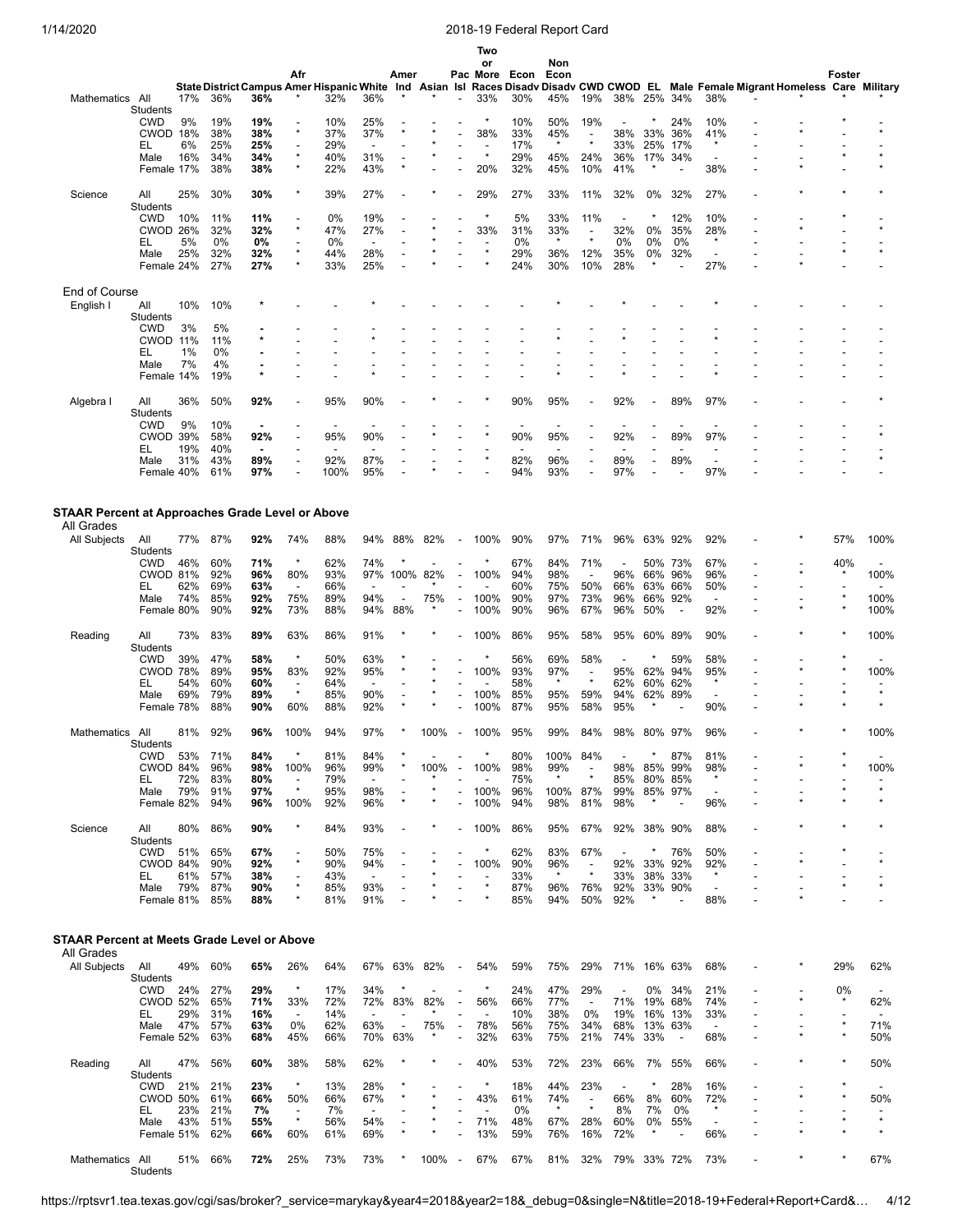| | | State | District | Campus | Afr Amer | Hispanic | White | Amer Ind | Asian | Pac Isl | Two or More Races | Econ Disadv | Non Econ Disadv | CWD | CWOD | EL | Male | Female | Migrant | Homeless | Foster Care | Military |
|---|---|---|---|---|---|---|---|---|---|---|---|---|---|---|---|---|---|---|---|---|---|---|
| Mathematics | All Students | 17% | 36% | **36%** | * | 32% | 36% | * | * | - | 33% | 30% | 45% | 19% | 38% | 25% | 34% | 38% | - | * | * | * |
| | CWD | 9% | 19% | **19%** | - | 10% | 25% | - | - | - | * | 10% | 50% | 19% | - | * | 24% | 10% | - | - | * | - |
| | CWOD | 18% | 38% | **38%** | * | 37% | 37% | * | * | - | 38% | 33% | 45% | - | 38% | 33% | 36% | 41% | - | * | - | * |
| | EL | 6% | 25% | **25%** | - | 29% | - | - | * | - | - | 17% | * | * | 33% | 25% | 17% | * | - | - | - | - |
| | Male | 16% | 34% | **34%** | * | 40% | 31% | - | * | - | * | 29% | 45% | 24% | 36% | 17% | 34% | - | - | - | * | * |
| | Female | 17% | 38% | **38%** | * | 22% | 43% | * | - | - | 20% | 32% | 45% | 10% | 41% | * | - | 38% | - | * | - | * |
| Science | All Students | 25% | 30% | **30%** | * | 39% | 27% | - | * | - | 29% | 27% | 33% | 11% | 32% | 0% | 32% | 27% | - | * | * | * |
| | CWD | 10% | 11% | **11%** | - | 0% | 19% | - | - | - | * | 5% | 33% | 11% | - | * | 12% | 10% | - | - | * | - |
| | CWOD | 26% | 32% | **32%** | * | 47% | 27% | - | * | - | 33% | 31% | 33% | - | 32% | 0% | 35% | 28% | - | * | - | * |
| | EL | 5% | 0% | **0%** | - | 0% | - | - | * | - | - | 0% | * | * | 0% | 0% | 0% | * | - | - | - | - |
| | Male | 25% | 32% | **32%** | * | 44% | 28% | - | * | - | * | 29% | 36% | 12% | 35% | 0% | 32% | - | - | - | * | * |
| | Female | 24% | 27% | **27%** | * | 33% | 25% | - | * | - | * | 24% | 30% | 10% | 28% | * | - | 27% | - | * | - | - |
| End of Course | | | | | | | | | | | | | | | | | | | | | | |
| English I | All Students | 10% | 10% | * | - | - | * | - | - | - | - | - | * | - | * | - | - | * | - | - | - | - |
| | CWD | 3% | 5% | - | - | - | - | - | - | - | - | - | - | - | - | - | - | - | - | - | - | - |
| | CWOD | 11% | 11% | * | - | - | * | - | - | - | - | - | * | - | * | - | - | * | - | - | - | - |
| | EL | 1% | 0% | - | - | - | - | - | - | - | - | - | - | - | - | - | - | - | - | - | - | - |
| | Male | 7% | 4% | - | - | - | - | - | - | - | - | - | - | - | - | - | - | - | - | - | - | - |
| | Female | 14% | 19% | * | - | - | * | - | - | - | - | - | * | - | * | - | - | * | - | - | - | - |
| Algebra I | All Students | 36% | 50% | **92%** | - | 95% | 90% | - | * | - | * | 90% | 95% | - | 92% | - | 89% | 97% | - | - | - | * |
| | CWD | 9% | 10% | - | - | - | - | - | - | - | - | - | - | - | - | - | - | - | - | - | - | - |
| | CWOD | 39% | 58% | **92%** | - | 95% | 90% | - | * | - | * | 90% | 95% | - | 92% | - | 89% | 97% | - | - | - | * |
| | EL | 19% | 40% | - | - | - | - | - | - | - | - | - | - | - | - | - | - | - | - | - | - | - |
| | Male | 31% | 43% | **89%** | - | 92% | 87% | - | - | - | * | 82% | 96% | - | 89% | - | 89% | - | - | - | - | * |
| | Female | 40% | 61% | **97%** | - | 100% | 95% | - | * | - | - | 94% | 93% | - | 97% | - | - | 97% | - | - | - | - |

## STAAR Percent at Approaches Grade Level or Above

All Grades

| | | State | District | Campus | Afr Amer | Hispanic | White | Amer Ind | Asian | Pac Isl | Two or More Races | Econ Disadv | Non Econ Disadv | CWD | CWOD | EL | Male | Female | Migrant | Homeless | Foster Care | Military |
|---|---|---|---|---|---|---|---|---|---|---|---|---|---|---|---|---|---|---|---|---|---|---|
| All Subjects | All Students | 77% | 87% | **92%** | 74% | 88% | 94% | 88% | 82% | - | 100% | 90% | 97% | 71% | 96% | 63% | 92% | 92% | - | * | 57% | 100% |
| | CWD | 46% | 60% | **71%** | * | 62% | 74% | * | - | - | * | 67% | 84% | 71% | - | 50% | 73% | 67% | - | - | 40% | - |
| | CWOD | 81% | 92% | **96%** | 80% | 93% | 97% | 100% | 82% | - | 100% | 94% | 98% | - | 96% | 66% | 96% | 96% | - | * | * | 100% |
| | EL | 62% | 69% | **63%** | - | 66% | - | - | * | - | - | 60% | 75% | 50% | 66% | 63% | 66% | 50% | - | - | - | - |
| | Male | 74% | 85% | **92%** | 75% | 89% | 94% | - | 75% | - | 100% | 90% | 97% | 73% | 96% | 66% | 92% | - | - | - | * | 100% |
| | Female | 80% | 90% | **92%** | 73% | 88% | 94% | 88% | * | - | 100% | 90% | 96% | 67% | 96% | 50% | - | 92% | - | * | * | 100% |
| Reading | All Students | 73% | 83% | **89%** | 63% | 86% | 91% | * | * | - | 100% | 86% | 95% | 58% | 95% | 60% | 89% | 90% | - | * | * | 100% |
| | CWD | 39% | 47% | **58%** | * | 50% | 63% | * | - | - | * | 56% | 69% | 58% | - | * | 59% | 58% | - | - | * | - |
| | CWOD | 78% | 89% | **95%** | 83% | 92% | 95% | * | * | - | 100% | 93% | 97% | - | 95% | 62% | 94% | 95% | - | * | * | 100% |
| | EL | 54% | 60% | **60%** | - | 64% | - | - | * | - | - | 58% | * | * | 62% | 60% | 62% | * | - | - | - | - |
| | Male | 69% | 79% | **89%** | * | 85% | 90% | - | * | - | 100% | 85% | 95% | 59% | 94% | 62% | 89% | - | - | - | * | * |
| | Female | 78% | 88% | **90%** | 60% | 88% | 92% | * | * | - | 100% | 87% | 95% | 58% | 95% | * | - | 90% | - | * | * | * |
| Mathematics | All Students | 81% | 92% | **96%** | 100% | 94% | 97% | * | 100% | - | 100% | 95% | 99% | 84% | 98% | 80% | 97% | 96% | - | * | * | 100% |
| | CWD | 53% | 71% | **84%** | * | 81% | 84% | * | - | - | * | 80% | 100% | 84% | - | * | 87% | 81% | - | - | * | - |
| | CWOD | 84% | 96% | **98%** | 100% | 96% | 99% | * | 100% | - | 100% | 98% | 99% | - | 98% | 85% | 99% | 98% | - | * | * | 100% |
| | EL | 72% | 83% | **80%** | - | 79% | - | - | * | - | - | 75% | * | * | 85% | 80% | 85% | * | - | - | - | - |
| | Male | 79% | 91% | **97%** | * | 95% | 98% | - | * | - | 100% | 96% | 100% | 87% | 99% | 85% | 97% | - | - | - | * | * |
| | Female | 82% | 94% | **96%** | 100% | 92% | 96% | * | * | - | 100% | 94% | 98% | 81% | 98% | * | - | 96% | - | * | * | * |
| Science | All Students | 80% | 86% | **90%** | * | 84% | 93% | - | * | - | 100% | 86% | 95% | 67% | 92% | 38% | 90% | 88% | - | * | * | * |
| | CWD | 51% | 65% | **67%** | - | 50% | 75% | - | - | - | * | 62% | 83% | 67% | - | * | 76% | 50% | - | - | * | - |
| | CWOD | 84% | 90% | **92%** | * | 90% | 94% | - | * | - | 100% | 90% | 96% | - | 92% | 33% | 92% | 92% | - | * | - | * |
| | EL | 61% | 57% | **38%** | - | 43% | - | - | * | - | - | 33% | * | * | 33% | 38% | 33% | * | - | - | - | - |
| | Male | 79% | 87% | **90%** | * | 85% | 93% | - | * | - | * | 87% | 96% | 76% | 92% | 33% | 90% | - | - | - | * | * |
| | Female | 81% | 85% | **88%** | * | 81% | 91% | - | * | - | * | 85% | 94% | 50% | 92% | * | - | 88% | - | * | - | - |

## STAAR Percent at Meets Grade Level or Above

All Grades

| | | State | District | Campus | Afr Amer | Hispanic | White | Amer Ind | Asian | Pac Isl | Two or More Races | Econ Disadv | Non Econ Disadv | CWD | CWOD | EL | Male | Female | Migrant | Homeless | Foster Care | Military |
|---|---|---|---|---|---|---|---|---|---|---|---|---|---|---|---|---|---|---|---|---|---|---|
| All Subjects | All Students | 49% | 60% | **65%** | 26% | 64% | 67% | 63% | 82% | - | 54% | 59% | 75% | 29% | 71% | 16% | 63% | 68% | - | * | 29% | 62% |
| | CWD | 24% | 27% | **29%** | * | 17% | 34% | * | - | - | * | 24% | 47% | 29% | - | 0% | 34% | 21% | - | - | 0% | - |
| | CWOD | 52% | 65% | **71%** | 33% | 72% | 72% | 83% | 82% | - | 56% | 66% | 77% | - | 71% | 19% | 68% | 74% | - | * | * | 62% |
| | EL | 29% | 31% | **16%** | - | 14% | - | - | * | - | - | 10% | 38% | 0% | 19% | 16% | 13% | 33% | - | - | - | - |
| | Male | 47% | 57% | **63%** | 0% | 62% | 63% | - | 75% | - | 78% | 56% | 75% | 34% | 68% | 13% | 63% | - | - | - | * | 71% |
| | Female | 52% | 63% | **68%** | 45% | 66% | 70% | 63% | * | - | 32% | 63% | 75% | 21% | 74% | 33% | - | 68% | - | * | * | 50% |
| Reading | All Students | 47% | 56% | **60%** | 38% | 58% | 62% | * | * | - | 40% | 53% | 72% | 23% | 66% | 7% | 55% | 66% | - | * | * | 50% |
| | CWD | 21% | 21% | **23%** | * | 13% | 28% | * | - | - | * | 18% | 44% | 23% | - | * | 28% | 16% | - | - | * | - |
| | CWOD | 50% | 61% | **66%** | 50% | 66% | 67% | * | * | - | 43% | 61% | 74% | - | 66% | 8% | 60% | 72% | - | * | * | 50% |
| | EL | 23% | 21% | **7%** | - | 7% | - | - | * | - | - | 0% | * | * | 8% | 7% | 0% | * | - | - | - | - |
| | Male | 43% | 51% | **55%** | * | 56% | 54% | - | * | - | 71% | 48% | 67% | 28% | 60% | 0% | 55% | - | - | - | * | * |
| | Female | 51% | 62% | **66%** | 60% | 61% | 69% | * | * | - | 13% | 59% | 76% | 16% | 72% | * | - | 66% | - | * | * | * |
| Mathematics | All Students | 51% | 66% | **72%** | 25% | 73% | 73% | * | 100% | - | 67% | 67% | 81% | 32% | 79% | 33% | 72% | 73% | - | * | * | 67% |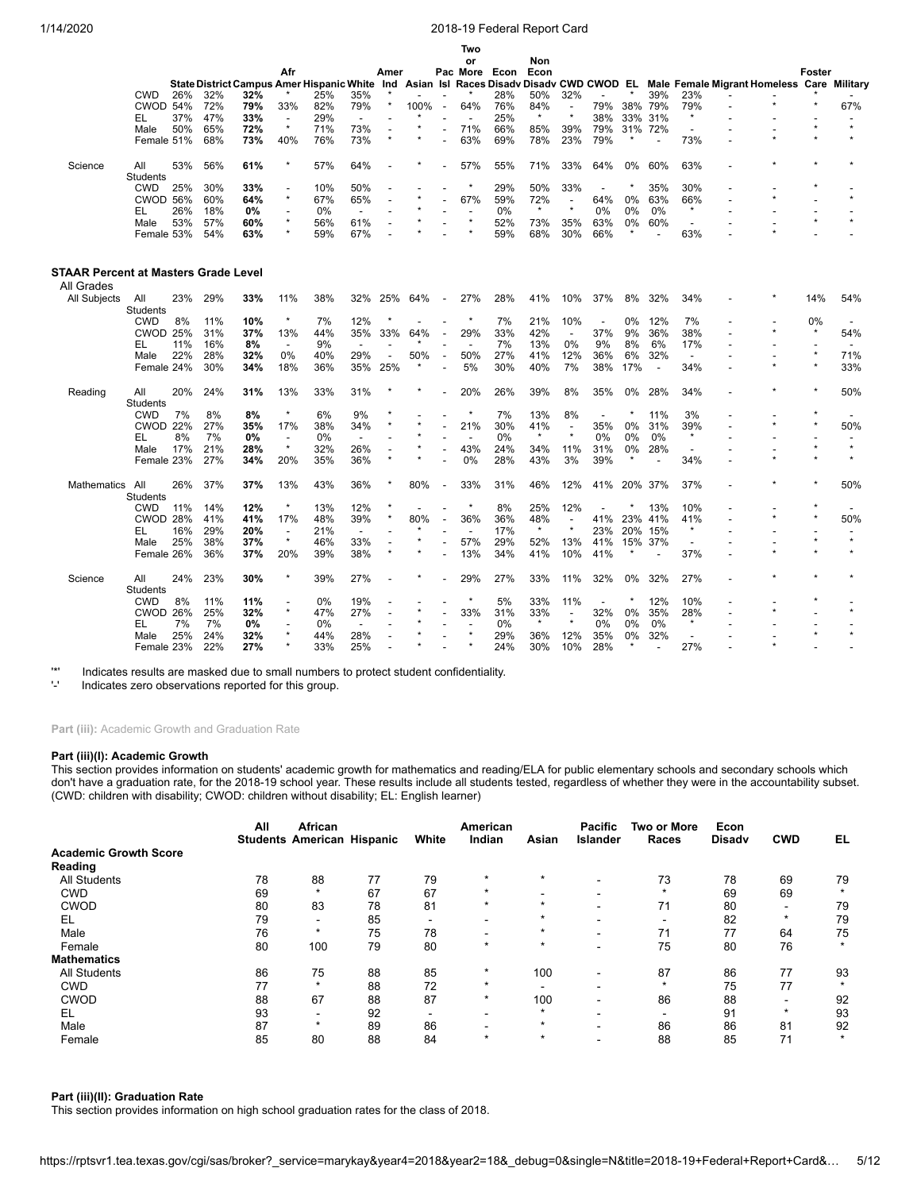| | | State | District | Campus | Afr Amer | Hispanic | White | Amer Ind | Asian | Pac Isl | Two or More Races | Econ Disadv | Non Econ Disadv | CWD | CWOD | EL | Male | Female | Migrant | Homeless | Foster Care | Military |
|---|---|---|---|---|---|---|---|---|---|---|---|---|---|---|---|---|---|---|---|---|---|---|
| | CWD | 26% | 32% | **32%** | * | 25% | 35% | * | - | - | * | 28% | 50% | 32% | - | * | 39% | 23% | - | - | * | - |
| | CWOD | 54% | 72% | **79%** | 33% | 82% | 79% | * | 100% | - | 64% | 76% | 84% | - | 79% | 38% | 79% | 79% | - | * | * | 67% |
| | EL | 37% | 47% | **33%** | - | 29% | - | - | * | - | - | 25% | * | * | 38% | 33% | 31% | * | - | - | - | - |
| | Male | 50% | 65% | **72%** | * | 71% | 73% | - | * | - | 71% | 66% | 85% | 39% | 79% | 31% | 72% | - | - | - | * | * |
| | Female | 51% | 68% | **73%** | 40% | 76% | 73% | * | * | - | 63% | 69% | 78% | 23% | 79% | * | - | 73% | - | * | * | * |
| Science | All Students | 53% | 56% | **61%** | * | 57% | 64% | - | * | - | 57% | 55% | 71% | 33% | 64% | 0% | 60% | 63% | - | * | * | * |
| | CWD | 25% | 30% | **33%** | - | 10% | 50% | - | - | - | * | 29% | 50% | 33% | - | * | 35% | 30% | - | - | * | - |
| | CWOD | 56% | 60% | **64%** | * | 67% | 65% | - | * | - | 67% | 59% | 72% | - | 64% | 0% | 63% | 66% | - | * | - | * |
| | EL | 26% | 18% | **0%** | - | 0% | - | - | * | - | - | 0% | * | * | 0% | 0% | 0% | * | - | - | - | - |
| | Male | 53% | 57% | **60%** | * | 56% | 61% | - | * | - | * | 52% | 73% | 35% | 63% | 0% | 60% | - | - | - | * | * |
| | Female | 53% | 54% | **63%** | * | 59% | 67% | - | * | - | * | 59% | 68% | 30% | 66% | * | - | 63% | - | * | - | - |

**STAAR Percent at Masters Grade Level**

| All Grades | | State | District | Campus | Afr Amer | Hispanic | White | Amer Ind | Asian | Pac Isl | Two or More Races | Econ Disadv | Non Econ Disadv | CWD | CWOD | EL | Male | Female | Migrant | Homeless | Foster Care | Military |
|---|---|---|---|---|---|---|---|---|---|---|---|---|---|---|---|---|---|---|---|---|---|---|
| All Subjects | All Students | 23% | 29% | **33%** | 11% | 38% | 32% | 25% | 64% | - | 27% | 28% | 41% | 10% | 37% | 8% | 32% | 34% | - | * | 14% | 54% |
| | CWD | 8% | 11% | **10%** | * | 7% | 12% | * | - | - | * | 7% | 21% | 10% | - | 0% | 12% | 7% | - | - | 0% | - |
| | CWOD | 25% | 31% | **37%** | 13% | 44% | 35% | 33% | 64% | - | 29% | 33% | 42% | - | 37% | 9% | 36% | 38% | - | * | * | 54% |
| | EL | 11% | 16% | **8%** | - | 9% | - | - | * | - | - | 7% | 13% | 0% | 9% | 8% | 6% | 17% | - | - | - | - |
| | Male | 22% | 28% | **32%** | 0% | 40% | 29% | - | 50% | - | 50% | 27% | 41% | 12% | 36% | 6% | 32% | - | - | - | * | 71% |
| | Female | 24% | 30% | **34%** | 18% | 36% | 35% | 25% | * | - | 5% | 30% | 40% | 7% | 38% | 17% | - | 34% | - | * | * | 33% |
| Reading | All Students | 20% | 24% | **31%** | 13% | 33% | 31% | * | * | - | 20% | 26% | 39% | 8% | 35% | 0% | 28% | 34% | - | * | * | 50% |
| | CWD | 7% | 8% | **8%** | * | 6% | 9% | * | - | - | * | 7% | 13% | 8% | - | * | 11% | 3% | - | - | * | - |
| | CWOD | 22% | 27% | **35%** | 17% | 38% | 34% | * | * | - | 21% | 30% | 41% | - | 35% | 0% | 31% | 39% | - | * | * | 50% |
| | EL | 8% | 7% | **0%** | - | 0% | - | - | * | - | - | 0% | * | * | 0% | 0% | 0% | * | - | - | - | - |
| | Male | 17% | 21% | **28%** | * | 32% | 26% | - | * | - | 43% | 24% | 34% | 11% | 31% | 0% | 28% | - | - | - | * | * |
| | Female | 23% | 27% | **34%** | 20% | 35% | 36% | * | * | - | 0% | 28% | 43% | 3% | 39% | * | - | 34% | - | * | * | * |
| Mathematics | All Students | 26% | 37% | **37%** | 13% | 43% | 36% | * | 80% | - | 33% | 31% | 46% | 12% | 41% | 20% | 37% | 37% | - | * | * | 50% |
| | CWD | 11% | 14% | **12%** | * | 13% | 12% | * | - | - | * | 8% | 25% | 12% | - | * | 13% | 10% | - | - | * | - |
| | CWOD | 28% | 41% | **41%** | 17% | 48% | 39% | * | 80% | - | 36% | 36% | 48% | - | 41% | 23% | 41% | 41% | - | * | * | 50% |
| | EL | 16% | 29% | **20%** | - | 21% | - | - | * | - | - | 17% | * | * | 23% | 20% | 15% | * | - | - | - | - |
| | Male | 25% | 38% | **37%** | * | 46% | 33% | - | * | - | 57% | 29% | 52% | 13% | 41% | 15% | 37% | - | - | - | * | * |
| | Female | 26% | 36% | **37%** | 20% | 39% | 38% | * | * | - | 13% | 34% | 41% | 10% | 41% | * | - | 37% | - | * | * | * |
| Science | All Students | 24% | 23% | **30%** | * | 39% | 27% | - | * | - | 29% | 27% | 33% | 11% | 32% | 0% | 32% | 27% | - | * | * | * |
| | CWD | 8% | 11% | **11%** | - | 0% | 19% | - | - | - | * | 5% | 33% | 11% | - | * | 12% | 10% | - | - | * | - |
| | CWOD | 26% | 25% | **32%** | * | 47% | 27% | - | * | - | 33% | 31% | 33% | - | 32% | 0% | 35% | 28% | - | * | - | * |
| | EL | 7% | 7% | **0%** | - | 0% | - | - | * | - | - | 0% | * | * | 0% | 0% | 0% | * | - | - | - | - |
| | Male | 25% | 24% | **32%** | * | 44% | 28% | - | * | - | * | 29% | 36% | 12% | 35% | 0% | 32% | - | - | - | * | * |
| | Female | 23% | 22% | **27%** | * | 33% | 25% | - | * | - | * | 24% | 30% | 10% | 28% | * | - | 27% | - | * | - | - |

'*' Indicates results are masked due to small numbers to protect student confidentiality.
'-' Indicates zero observations reported for this group.

**Part (iii):** Academic Growth and Graduation Rate

#### Part (iii)(I): Academic Growth

This section provides information on students' academic growth for mathematics and reading/ELA for public elementary schools and secondary schools which don't have a graduation rate, for the 2018-19 school year. These results include all students tested, regardless of whether they were in the accountability subset. (CWD: children with disability; CWOD: children without disability; EL: English learner)

| | All Students | African American | Hispanic | White | American Indian | Asian | Pacific Islander | Two or More Races | Econ Disadv | CWD | EL |
|---|---|---|---|---|---|---|---|---|---|---|---|
| **Academic Growth Score** | | | | | | | | | | | |
| **Reading** | | | | | | | | | | | |
| All Students | 78 | 88 | 77 | 79 | * | * | - | 73 | 78 | 69 | 79 |
| CWD | 69 | * | 67 | 67 | * | - | - | * | 69 | 69 | * |
| CWOD | 80 | 83 | 78 | 81 | * | * | - | 71 | 80 | - | 79 |
| EL | 79 | - | 85 | - | - | * | - | - | 82 | * | 79 |
| Male | 76 | * | 75 | 78 | - | * | - | 71 | 77 | 64 | 75 |
| Female | 80 | 100 | 79 | 80 | * | * | - | 75 | 80 | 76 | * |
| **Mathematics** | | | | | | | | | | | |
| All Students | 86 | 75 | 88 | 85 | * | 100 | - | 87 | 86 | 77 | 93 |
| CWD | 77 | * | 88 | 72 | * | - | - | * | 75 | 77 | * |
| CWOD | 88 | 67 | 88 | 87 | * | 100 | - | 86 | 88 | - | 92 |
| EL | 93 | - | 92 | - | - | * | - | - | 91 | * | 93 |
| Male | 87 | * | 89 | 86 | - | * | - | 86 | 86 | 81 | 92 |
| Female | 85 | 80 | 88 | 84 | * | * | - | 88 | 85 | 71 | * |

#### Part (iii)(II): Graduation Rate

This section provides information on high school graduation rates for the class of 2018.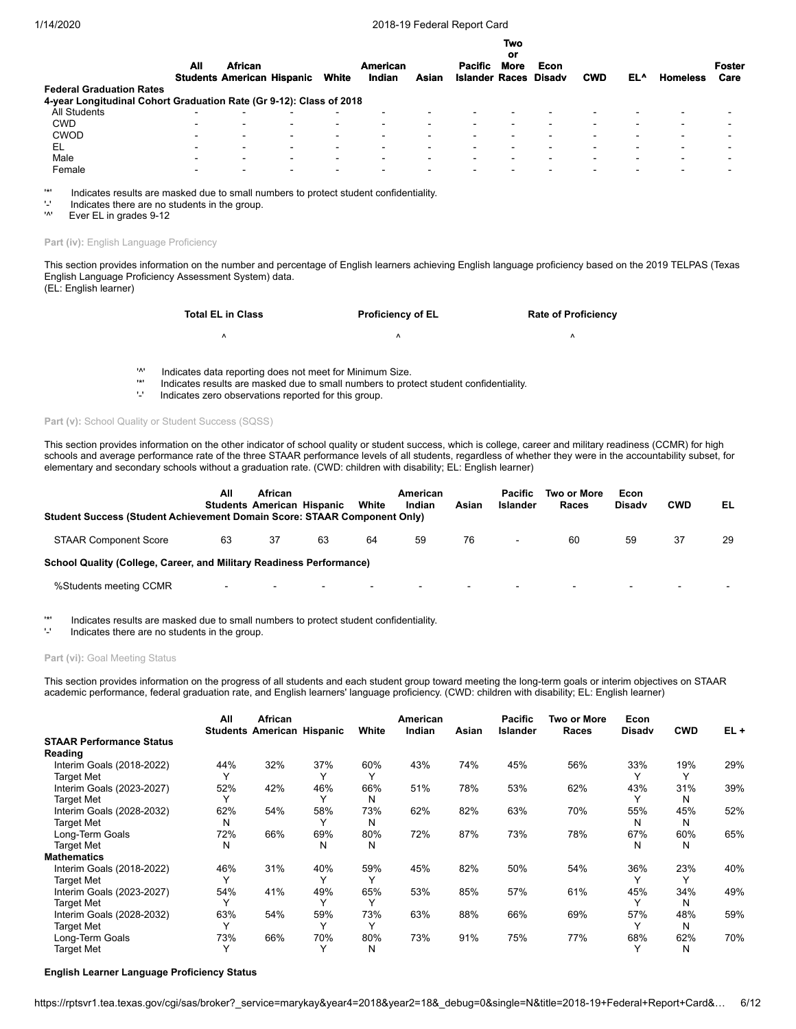| | All Students | African American | Hispanic | White | American Indian | Asian | Pacific Islander | Two or More Races | Econ Disadv | CWD | EL^ | Homeless | Foster Care |
|---|---|---|---|---|---|---|---|---|---|---|---|---|---|
| **Federal Graduation Rates** | | | | | | | | | | | | | |
| **4-year Longitudinal Cohort Graduation Rate (Gr 9-12): Class of 2018** | | | | | | | | | | | | | |
| All Students | - | - | - | - | - | - | - | - | - | - | - | - | - |
| CWD | - | - | - | - | - | - | - | - | - | - | - | - | - |
| CWOD | - | - | - | - | - | - | - | - | - | - | - | - | - |
| EL | - | - | - | - | - | - | - | - | - | - | - | - | - |
| Male | - | - | - | - | - | - | - | - | - | - | - | - | - |
| Female | - | - | - | - | - | - | - | - | - | - | - | - | - |

'*' Indicates results are masked due to small numbers to protect student confidentiality.
'-' Indicates there are no students in the group.
'^' Ever EL in grades 9-12

**Part (iv):** English Language Proficiency

This section provides information on the number and percentage of English learners achieving English language proficiency based on the 2019 TELPAS (Texas English Language Proficiency Assessment System) data.
(EL: English learner)

| Total EL in Class | Proficiency of EL | Rate of Proficiency |
|---|---|---|
| ^ | ^ | ^ |

'^' Indicates data reporting does not meet for Minimum Size.
'*' Indicates results are masked due to small numbers to protect student confidentiality.
'-' Indicates zero observations reported for this group.

**Part (v):** School Quality or Student Success (SQSS)

This section provides information on the other indicator of school quality or student success, which is college, career and military readiness (CCMR) for high schools and average performance rate of the three STAAR performance levels of all students, regardless of whether they were in the accountability subset, for elementary and secondary schools without a graduation rate. (CWD: children with disability; EL: English learner)

| | All Students | African American | Hispanic | White | American Indian | Asian | Pacific Islander | Two or More Races | Econ Disadv | CWD | EL |
|---|---|---|---|---|---|---|---|---|---|---|---|
| **Student Success (Student Achievement Domain Score: STAAR Component Only)** | | | | | | | | | | | |
| STAAR Component Score | 63 | 37 | 63 | 64 | 59 | 76 | - | 60 | 59 | 37 | 29 |
| **School Quality (College, Career, and Military Readiness Performance)** | | | | | | | | | | | |
| %Students meeting CCMR | - | - | - | - | - | - | - | - | - | - | - |

'*' Indicates results are masked due to small numbers to protect student confidentiality.
'-' Indicates there are no students in the group.

**Part (vi):** Goal Meeting Status

This section provides information on the progress of all students and each student group toward meeting the long-term goals or interim objectives on STAAR academic performance, federal graduation rate, and English learners' language proficiency. (CWD: children with disability; EL: English learner)

| | All Students | African American | Hispanic | White | American Indian | Asian | Pacific Islander | Two or More Races | Econ Disadv | CWD | EL + |
|---|---|---|---|---|---|---|---|---|---|---|---|
| **STAAR Performance Status** | | | | | | | | | | | |
| **Reading** | | | | | | | | | | | |
| Interim Goals (2018-2022) | 44% | 32% | 37% | 60% | 43% | 74% | 45% | 56% | 33% | 19% | 29% |
| Target Met | Y | | Y | Y | | | | | Y | Y | |
| Interim Goals (2023-2027) | 52% | 42% | 46% | 66% | 51% | 78% | 53% | 62% | 43% | 31% | 39% |
| Target Met | Y | | Y | N | | | | | Y | N | |
| Interim Goals (2028-2032) | 62% | 54% | 58% | 73% | 62% | 82% | 63% | 70% | 55% | 45% | 52% |
| Target Met | N | | Y | N | | | | | N | N | |
| Long-Term Goals | 72% | 66% | 69% | 80% | 72% | 87% | 73% | 78% | 67% | 60% | 65% |
| Target Met | N | | N | N | | | | | N | N | |
| **Mathematics** | | | | | | | | | | | |
| Interim Goals (2018-2022) | 46% | 31% | 40% | 59% | 45% | 82% | 50% | 54% | 36% | 23% | 40% |
| Target Met | Y | | Y | Y | | | | | Y | Y | |
| Interim Goals (2023-2027) | 54% | 41% | 49% | 65% | 53% | 85% | 57% | 61% | 45% | 34% | 49% |
| Target Met | Y | | Y | Y | | | | | Y | N | |
| Interim Goals (2028-2032) | 63% | 54% | 59% | 73% | 63% | 88% | 66% | 69% | 57% | 48% | 59% |
| Target Met | Y | | Y | Y | | | | | Y | N | |
| Long-Term Goals | 73% | 66% | 70% | 80% | 73% | 91% | 75% | 77% | 68% | 62% | 70% |
| Target Met | Y | | Y | N | | | | | Y | N | |

**English Learner Language Proficiency Status**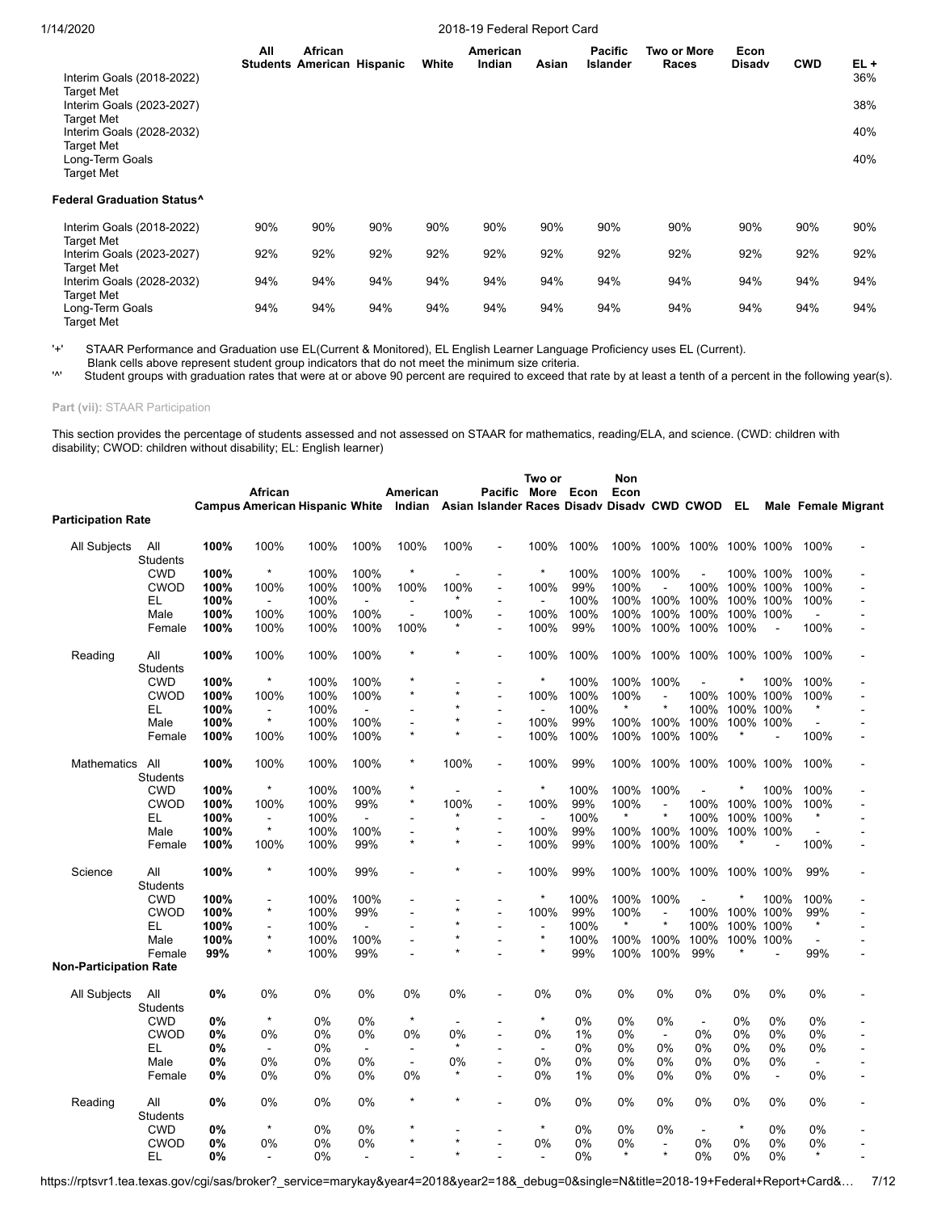| | All Students | African American | Hispanic | White | American Indian | Asian | Pacific Islander | Two or More Races | Econ Disadv | CWD | EL + |
|---|---|---|---|---|---|---|---|---|---|---|---|
| Interim Goals (2018-2022) | | | | | | | | | | | 36% |
| Target Met | | | | | | | | | | | |
| Interim Goals (2023-2027) | | | | | | | | | | | 38% |
| Target Met | | | | | | | | | | | |
| Interim Goals (2028-2032) | | | | | | | | | | | 40% |
| Target Met | | | | | | | | | | | |
| Long-Term Goals | | | | | | | | | | | 40% |
| Target Met | | | | | | | | | | | |
| **Federal Graduation Status^** | | | | | | | | | | | |
| Interim Goals (2018-2022) | 90% | 90% | 90% | 90% | 90% | 90% | 90% | 90% | 90% | 90% | 90% |
| Target Met | | | | | | | | | | | |
| Interim Goals (2023-2027) | 92% | 92% | 92% | 92% | 92% | 92% | 92% | 92% | 92% | 92% | 92% |
| Target Met | | | | | | | | | | | |
| Interim Goals (2028-2032) | 94% | 94% | 94% | 94% | 94% | 94% | 94% | 94% | 94% | 94% | 94% |
| Target Met | | | | | | | | | | | |
| Long-Term Goals | 94% | 94% | 94% | 94% | 94% | 94% | 94% | 94% | 94% | 94% | 94% |
| Target Met | | | | | | | | | | | |

'+' STAAR Performance and Graduation use EL(Current & Monitored), EL English Learner Language Proficiency uses EL (Current).
Blank cells above represent student group indicators that do not meet the minimum size criteria.
'^' Student groups with graduation rates that were at or above 90 percent are required to exceed that rate by at least a tenth of a percent in the following year(s).

**Part (vii):** STAAR Participation

This section provides the percentage of students assessed and not assessed on STAAR for mathematics, reading/ELA, and science. (CWD: children with disability; CWOD: children without disability; EL: English learner)

| | | Campus | African American | Hispanic | White | American Indian | Asian | Pacific Islander | Two or More Races | Econ Disadv | Non Econ Disadv | CWD | CWOD | EL | Male | Female | Migrant |
|---|---|---|---|---|---|---|---|---|---|---|---|---|---|---|---|---|---|
| **Participation Rate** | | | | | | | | | | | | | | | | | |
| All Subjects | All Students | **100%** | 100% | 100% | 100% | 100% | 100% | - | 100% | 100% | 100% | 100% | 100% | 100% | 100% | 100% | - |
| | CWD | **100%** | * | 100% | 100% | * | - | - | * | 100% | 100% | 100% | - | 100% | 100% | 100% | - |
| | CWOD | **100%** | 100% | 100% | 100% | 100% | 100% | - | 100% | 99% | 100% | - | 100% | 100% | 100% | 100% | - |
| | EL | **100%** | - | 100% | - | - | * | - | - | 100% | 100% | 100% | 100% | 100% | 100% | 100% | - |
| | Male | **100%** | 100% | 100% | 100% | - | 100% | - | 100% | 100% | 100% | 100% | 100% | 100% | 100% | - | - |
| | Female | **100%** | 100% | 100% | 100% | 100% | * | - | 100% | 99% | 100% | 100% | 100% | 100% | - | 100% | - |
| Reading | All Students | **100%** | 100% | 100% | 100% | * | * | - | 100% | 100% | 100% | 100% | 100% | 100% | 100% | 100% | - |
| | CWD | **100%** | * | 100% | 100% | * | - | - | * | 100% | 100% | 100% | - | * | 100% | 100% | - |
| | CWOD | **100%** | 100% | 100% | 100% | * | * | - | 100% | 100% | 100% | - | 100% | 100% | 100% | 100% | - |
| | EL | **100%** | - | 100% | - | - | * | - | - | 100% | * | * | 100% | 100% | 100% | * | - |
| | Male | **100%** | * | 100% | 100% | - | * | - | 100% | 99% | 100% | 100% | 100% | 100% | 100% | - | - |
| | Female | **100%** | 100% | 100% | 100% | * | * | - | 100% | 100% | 100% | 100% | 100% | * | - | 100% | - |
| Mathematics | All Students | **100%** | 100% | 100% | 100% | * | 100% | - | 100% | 99% | 100% | 100% | 100% | 100% | 100% | 100% | - |
| | CWD | **100%** | * | 100% | 100% | * | - | - | * | 100% | 100% | 100% | - | * | 100% | 100% | - |
| | CWOD | **100%** | 100% | 100% | 99% | * | 100% | - | 100% | 99% | 100% | - | 100% | 100% | 100% | 100% | - |
| | EL | **100%** | - | 100% | - | - | * | - | - | 100% | * | * | 100% | 100% | 100% | * | - |
| | Male | **100%** | * | 100% | 100% | - | * | - | 100% | 99% | 100% | 100% | 100% | 100% | 100% | - | - |
| | Female | **100%** | 100% | 100% | 99% | * | * | - | 100% | 99% | 100% | 100% | 100% | * | - | 100% | - |
| Science | All Students | **100%** | * | 100% | 99% | - | * | - | 100% | 99% | 100% | 100% | 100% | 100% | 100% | 99% | - |
| | CWD | **100%** | - | 100% | 100% | - | - | - | * | 100% | 100% | 100% | - | * | 100% | 100% | - |
| | CWOD | **100%** | * | 100% | 99% | - | * | - | 100% | 99% | 100% | - | 100% | 100% | 100% | 99% | - |
| | EL | **100%** | - | 100% | - | - | * | - | - | 100% | * | * | 100% | 100% | 100% | * | - |
| | Male | **100%** | * | 100% | 100% | - | * | - | * | 100% | 100% | 100% | 100% | 100% | 100% | - | - |
| | Female | **99%** | * | 100% | 99% | - | * | - | * | 99% | 100% | 100% | 99% | * | - | 99% | - |
| **Non-Participation Rate** | | | | | | | | | | | | | | | | | |
| All Subjects | All Students | **0%** | 0% | 0% | 0% | 0% | 0% | - | 0% | 0% | 0% | 0% | 0% | 0% | 0% | 0% | - |
| | CWD | **0%** | * | 0% | 0% | * | - | - | * | 0% | 0% | 0% | - | 0% | 0% | 0% | - |
| | CWOD | **0%** | 0% | 0% | 0% | 0% | 0% | - | 0% | 1% | 0% | - | 0% | 0% | 0% | 0% | - |
| | EL | **0%** | - | 0% | - | - | * | - | - | 0% | 0% | 0% | 0% | 0% | 0% | 0% | - |
| | Male | **0%** | 0% | 0% | 0% | - | 0% | - | 0% | 0% | 0% | 0% | 0% | 0% | 0% | - | - |
| | Female | **0%** | 0% | 0% | 0% | 0% | * | - | 0% | 1% | 0% | 0% | 0% | 0% | - | 0% | - |
| Reading | All Students | **0%** | 0% | 0% | 0% | * | * | - | 0% | 0% | 0% | 0% | 0% | 0% | 0% | 0% | - |
| | CWD | **0%** | * | 0% | 0% | * | - | - | * | 0% | 0% | 0% | - | * | 0% | 0% | - |
| | CWOD | **0%** | 0% | 0% | 0% | * | * | - | 0% | 0% | 0% | - | 0% | 0% | 0% | 0% | - |
| | EL | **0%** | - | 0% | - | - | * | - | - | 0% | * | * | 0% | 0% | 0% | * | - |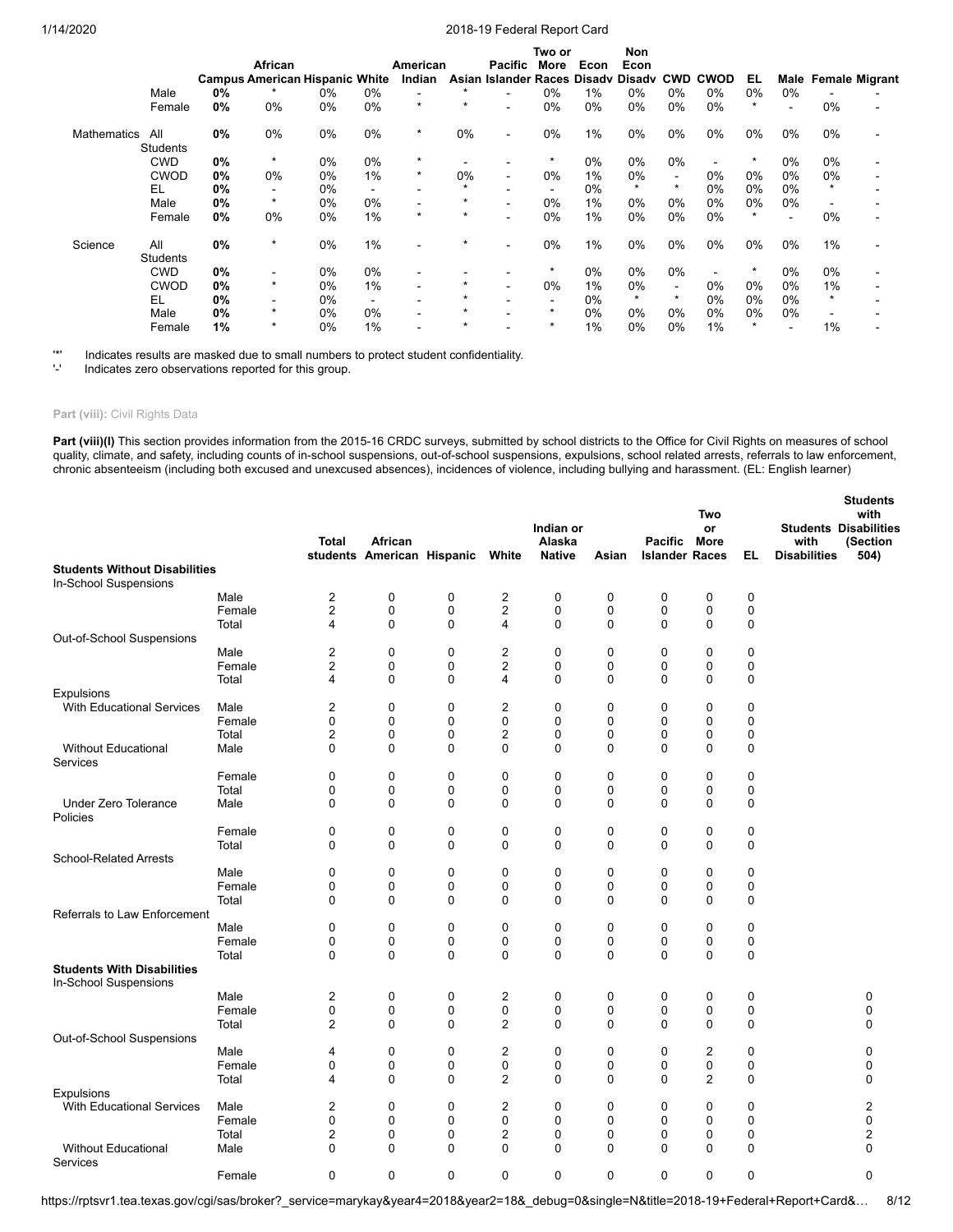| | | Campus | African American | Hispanic | White | American Indian | Asian | Pacific Islander | Two or More Races | Econ Disadv | Non Econ Disadv | CWD | CWOD | EL | Male | Female | Migrant |
|---|---|---|---|---|---|---|---|---|---|---|---|---|---|---|---|---|---|
| | Male | **0%** | * | 0% | 0% | - | * | - | 0% | 1% | 0% | 0% | 0% | 0% | 0% | - | - |
| | Female | **0%** | 0% | 0% | 0% | * | * | - | 0% | 0% | 0% | 0% | 0% | * | - | 0% | - |
| Mathematics | All Students | **0%** | 0% | 0% | 0% | * | 0% | - | 0% | 1% | 0% | 0% | 0% | 0% | 0% | 0% | - |
| | CWD | **0%** | * | 0% | 0% | * | - | - | * | 0% | 0% | 0% | - | * | 0% | 0% | - |
| | CWOD | **0%** | 0% | 0% | 1% | * | 0% | - | 0% | 1% | 0% | - | 0% | 0% | 0% | 0% | - |
| | EL | **0%** | - | 0% | - | - | * | - | - | 0% | * | * | 0% | 0% | 0% | * | - |
| | Male | **0%** | * | 0% | 0% | - | * | - | 0% | 1% | 0% | 0% | 0% | 0% | 0% | - | - |
| | Female | **0%** | 0% | 0% | 1% | * | * | - | 0% | 1% | 0% | 0% | 0% | * | - | 0% | - |
| Science | All Students | **0%** | * | 0% | 1% | - | * | - | 0% | 1% | 0% | 0% | 0% | 0% | 0% | 1% | - |
| | CWD | **0%** | - | 0% | 0% | - | - | - | * | 0% | 0% | 0% | - | * | 0% | 0% | - |
| | CWOD | **0%** | * | 0% | 1% | - | * | - | 0% | 1% | 0% | - | 0% | 0% | 0% | 1% | - |
| | EL | **0%** | - | 0% | - | - | * | - | - | 0% | * | * | 0% | 0% | 0% | * | - |
| | Male | **0%** | * | 0% | 0% | - | * | - | * | 0% | 0% | 0% | 0% | 0% | 0% | - | - |
| | Female | **1%** | * | 0% | 1% | - | * | - | * | 1% | 0% | 0% | 1% | * | - | 1% | - |

'*' Indicates results are masked due to small numbers to protect student confidentiality.
'-' Indicates zero observations reported for this group.

**Part (viii):** Civil Rights Data

**Part (viii)(I)** This section provides information from the 2015-16 CRDC surveys, submitted by school districts to the Office for Civil Rights on measures of school quality, climate, and safety, including counts of in-school suspensions, out-of-school suspensions, expulsions, school related arrests, referrals to law enforcement, chronic absenteeism (including both excused and unexcused absences), incidences of violence, including bullying and harassment. (EL: English learner)

| | | Total students | African American | Hispanic | White | Indian or Alaska Native | Asian | Pacific Islander | Two or More Races | EL | Students with Disabilities | Students with Disabilities (Section 504) |
|---|---|---|---|---|---|---|---|---|---|---|---|---|
| **Students Without Disabilities** | | | | | | | | | | | | |
| In-School Suspensions | | | | | | | | | | | | |
| | Male | 2 | 0 | 0 | 2 | 0 | 0 | 0 | 0 | 0 | | |
| | Female | 2 | 0 | 0 | 2 | 0 | 0 | 0 | 0 | 0 | | |
| | Total | 4 | 0 | 0 | 4 | 0 | 0 | 0 | 0 | 0 | | |
| Out-of-School Suspensions | | | | | | | | | | | | |
| | Male | 2 | 0 | 0 | 2 | 0 | 0 | 0 | 0 | 0 | | |
| | Female | 2 | 0 | 0 | 2 | 0 | 0 | 0 | 0 | 0 | | |
| | Total | 4 | 0 | 0 | 4 | 0 | 0 | 0 | 0 | 0 | | |
| Expulsions | | | | | | | | | | | | |
| With Educational Services | Male | 2 | 0 | 0 | 2 | 0 | 0 | 0 | 0 | 0 | | |
| | Female | 0 | 0 | 0 | 0 | 0 | 0 | 0 | 0 | 0 | | |
| | Total | 2 | 0 | 0 | 2 | 0 | 0 | 0 | 0 | 0 | | |
| Without Educational Services | Male | 0 | 0 | 0 | 0 | 0 | 0 | 0 | 0 | 0 | | |
| | Female | 0 | 0 | 0 | 0 | 0 | 0 | 0 | 0 | 0 | | |
| | Total | 0 | 0 | 0 | 0 | 0 | 0 | 0 | 0 | 0 | | |
| Under Zero Tolerance Policies | Male | 0 | 0 | 0 | 0 | 0 | 0 | 0 | 0 | 0 | | |
| | Female | 0 | 0 | 0 | 0 | 0 | 0 | 0 | 0 | 0 | | |
| | Total | 0 | 0 | 0 | 0 | 0 | 0 | 0 | 0 | 0 | | |
| School-Related Arrests | | | | | | | | | | | | |
| | Male | 0 | 0 | 0 | 0 | 0 | 0 | 0 | 0 | 0 | | |
| | Female | 0 | 0 | 0 | 0 | 0 | 0 | 0 | 0 | 0 | | |
| | Total | 0 | 0 | 0 | 0 | 0 | 0 | 0 | 0 | 0 | | |
| Referrals to Law Enforcement | | | | | | | | | | | | |
| | Male | 0 | 0 | 0 | 0 | 0 | 0 | 0 | 0 | 0 | | |
| | Female | 0 | 0 | 0 | 0 | 0 | 0 | 0 | 0 | 0 | | |
| | Total | 0 | 0 | 0 | 0 | 0 | 0 | 0 | 0 | 0 | | |
| **Students With Disabilities** | | | | | | | | | | | | |
| In-School Suspensions | | | | | | | | | | | | |
| | Male | 2 | 0 | 0 | 2 | 0 | 0 | 0 | 0 | 0 | | 0 |
| | Female | 0 | 0 | 0 | 0 | 0 | 0 | 0 | 0 | 0 | | 0 |
| | Total | 2 | 0 | 0 | 2 | 0 | 0 | 0 | 0 | 0 | | 0 |
| Out-of-School Suspensions | | | | | | | | | | | | |
| | Male | 4 | 0 | 0 | 2 | 0 | 0 | 0 | 2 | 0 | | 0 |
| | Female | 0 | 0 | 0 | 0 | 0 | 0 | 0 | 0 | 0 | | 0 |
| | Total | 4 | 0 | 0 | 2 | 0 | 0 | 0 | 2 | 0 | | 0 |
| Expulsions | | | | | | | | | | | | |
| With Educational Services | Male | 2 | 0 | 0 | 2 | 0 | 0 | 0 | 0 | 0 | | 2 |
| | Female | 0 | 0 | 0 | 0 | 0 | 0 | 0 | 0 | 0 | | 0 |
| | Total | 2 | 0 | 0 | 2 | 0 | 0 | 0 | 0 | 0 | | 2 |
| Without Educational Services | Male | 0 | 0 | 0 | 0 | 0 | 0 | 0 | 0 | 0 | | 0 |
| | Female | 0 | 0 | 0 | 0 | 0 | 0 | 0 | 0 | 0 | | 0 |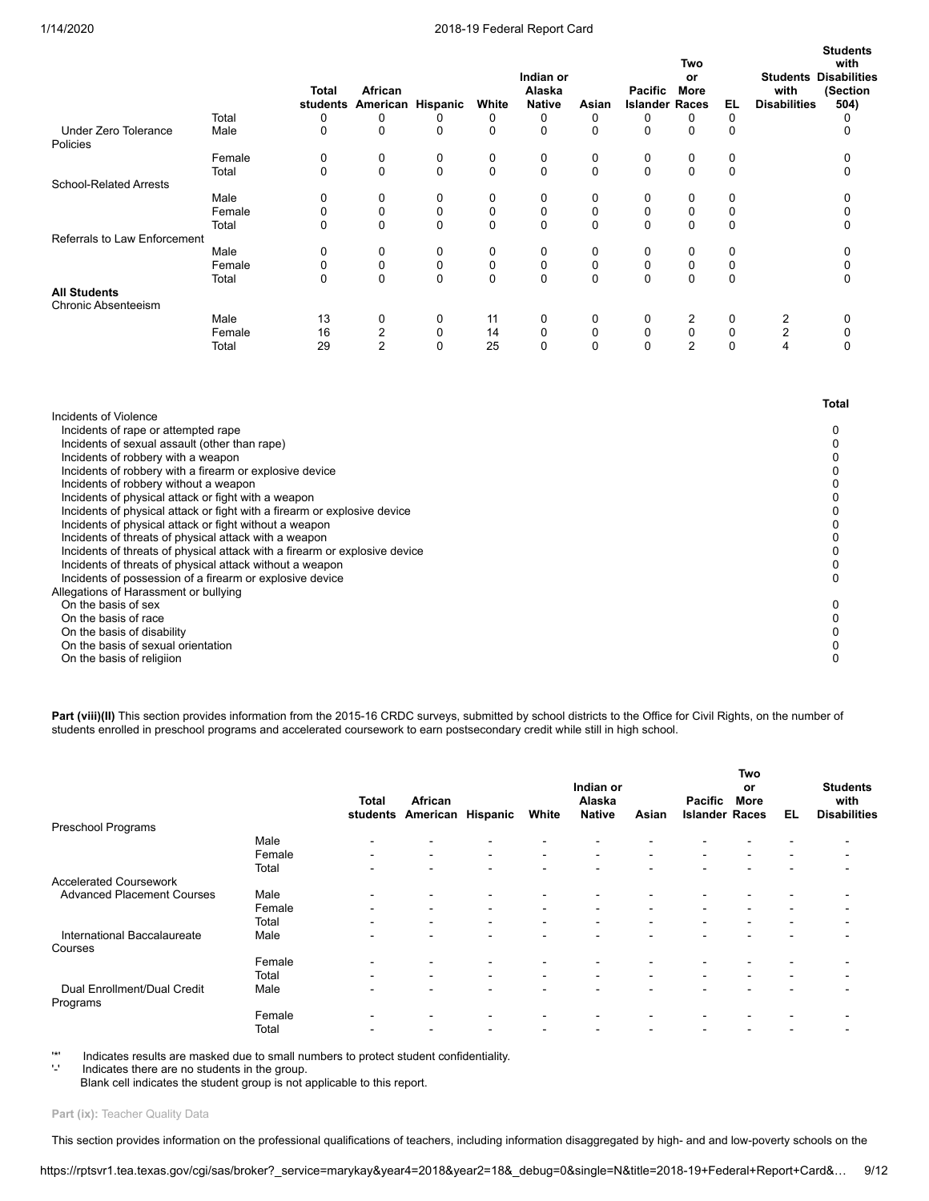| | | Total students | African American | Hispanic | White | Indian or Alaska Native | Asian | Pacific Islander | Two or More Races | EL | Students with Disabilities | Students with Disabilities (Section 504) |
|---|---|---|---|---|---|---|---|---|---|---|---|---|
| | Total | 0 | 0 | 0 | 0 | 0 | 0 | 0 | 0 | 0 | | 0 |
| Under Zero Tolerance Policies | Male | 0 | 0 | 0 | 0 | 0 | 0 | 0 | 0 | 0 | | 0 |
| | Female | 0 | 0 | 0 | 0 | 0 | 0 | 0 | 0 | 0 | | 0 |
| | Total | 0 | 0 | 0 | 0 | 0 | 0 | 0 | 0 | 0 | | 0 |
| School-Related Arrests | | | | | | | | | | | | |
| | Male | 0 | 0 | 0 | 0 | 0 | 0 | 0 | 0 | 0 | | 0 |
| | Female | 0 | 0 | 0 | 0 | 0 | 0 | 0 | 0 | 0 | | 0 |
| | Total | 0 | 0 | 0 | 0 | 0 | 0 | 0 | 0 | 0 | | 0 |
| Referrals to Law Enforcement | | | | | | | | | | | | |
| | Male | 0 | 0 | 0 | 0 | 0 | 0 | 0 | 0 | 0 | | 0 |
| | Female | 0 | 0 | 0 | 0 | 0 | 0 | 0 | 0 | 0 | | 0 |
| | Total | 0 | 0 | 0 | 0 | 0 | 0 | 0 | 0 | 0 | | 0 |
| **All Students** | | | | | | | | | | | | |
| Chronic Absenteeism | | | | | | | | | | | | |
| | Male | 13 | 0 | 0 | 11 | 0 | 0 | 0 | 2 | 0 | 2 | 0 |
| | Female | 16 | 2 | 0 | 14 | 0 | 0 | 0 | 0 | 0 | 2 | 0 |
| | Total | 29 | 2 | 0 | 25 | 0 | 0 | 0 | 2 | 0 | 4 | 0 |

| | Total |
|---|---|
| Incidents of Violence | |
| Incidents of rape or attempted rape | 0 |
| Incidents of sexual assault (other than rape) | 0 |
| Incidents of robbery with a weapon | 0 |
| Incidents of robbery with a firearm or explosive device | 0 |
| Incidents of robbery without a weapon | 0 |
| Incidents of physical attack or fight with a weapon | 0 |
| Incidents of physical attack or fight with a firearm or explosive device | 0 |
| Incidents of physical attack or fight without a weapon | 0 |
| Incidents of threats of physical attack with a weapon | 0 |
| Incidents of threats of physical attack with a firearm or explosive device | 0 |
| Incidents of threats of physical attack without a weapon | 0 |
| Incidents of possession of a firearm or explosive device | 0 |
| Allegations of Harassment or bullying | |
| On the basis of sex | 0 |
| On the basis of race | 0 |
| On the basis of disability | 0 |
| On the basis of sexual orientation | 0 |
| On the basis of religiion | 0 |

**Part (viii)(II)** This section provides information from the 2015-16 CRDC surveys, submitted by school districts to the Office for Civil Rights, on the number of students enrolled in preschool programs and accelerated coursework to earn postsecondary credit while still in high school.

| | | Total students | African American | Hispanic | White | Indian or Alaska Native | Asian | Pacific Islander | Two or More Races | EL | Students with Disabilities |
|---|---|---|---|---|---|---|---|---|---|---|---|
| Preschool Programs | | | | | | | | | | | |
| | Male | - | - | - | - | - | - | - | - | - | - |
| | Female | - | - | - | - | - | - | - | - | - | - |
| | Total | - | - | - | - | - | - | - | - | - | - |
| Accelerated Coursework | | | | | | | | | | | |
| Advanced Placement Courses | Male | - | - | - | - | - | - | - | - | - | - |
| | Female | - | - | - | - | - | - | - | - | - | - |
| | Total | - | - | - | - | - | - | - | - | - | - |
| International Baccalaureate Courses | Male | - | - | - | - | - | - | - | - | - | - |
| | Female | - | - | - | - | - | - | - | - | - | - |
| | Total | - | - | - | - | - | - | - | - | - | - |
| Dual Enrollment/Dual Credit Programs | Male | - | - | - | - | - | - | - | - | - | - |
| | Female | - | - | - | - | - | - | - | - | - | - |
| | Total | - | - | - | - | - | - | - | - | - | - |

'*' Indicates results are masked due to small numbers to protect student confidentiality.
'-' Indicates there are no students in the group.
Blank cell indicates the student group is not applicable to this report.

**Part (ix):** Teacher Quality Data

This section provides information on the professional qualifications of teachers, including information disaggregated by high- and and low-poverty schools on the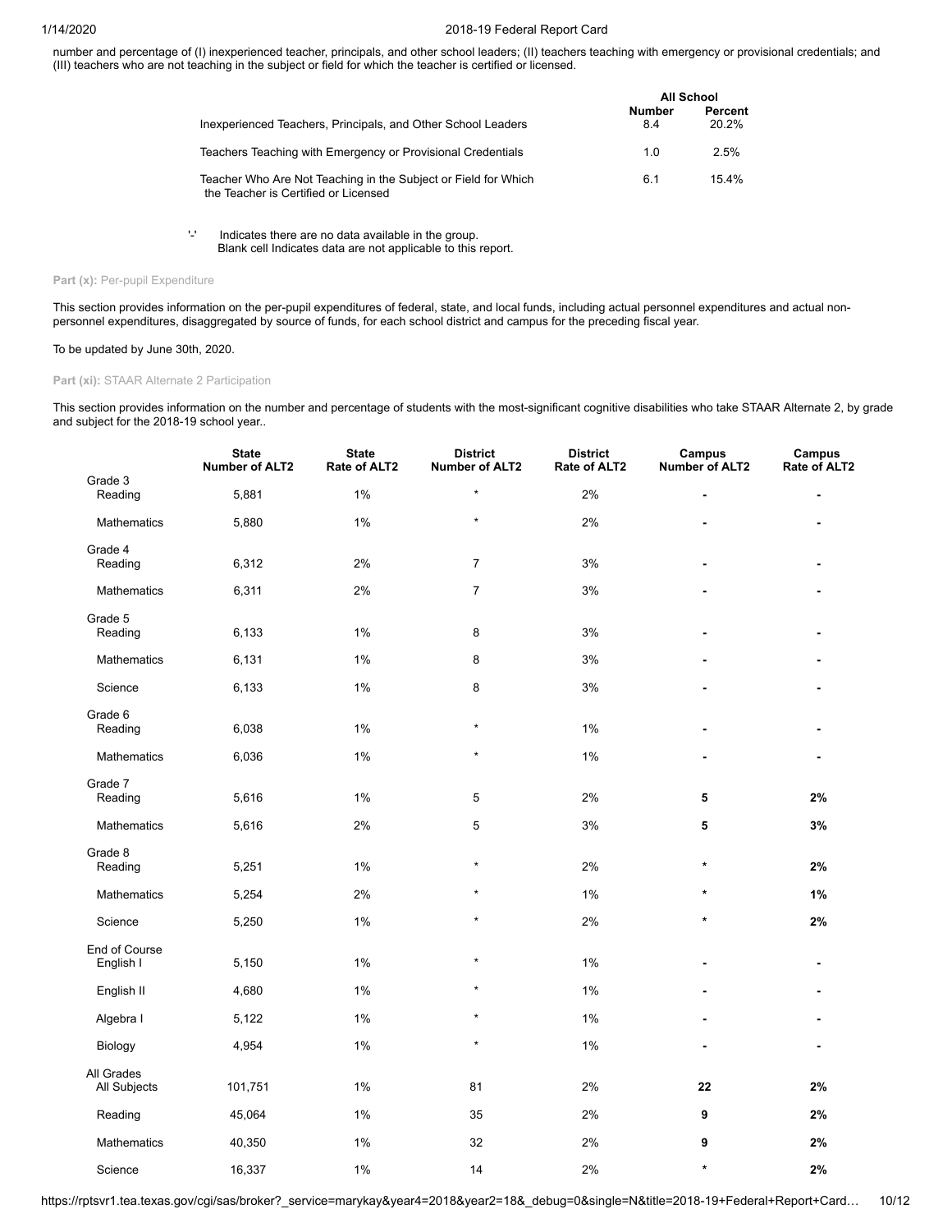number and percentage of (I) inexperienced teacher, principals, and other school leaders; (II) teachers teaching with emergency or provisional credentials; and (III) teachers who are not teaching in the subject or field for which the teacher is certified or licensed.

| | All School | |
|---|---|---|
| | Number | Percent |
| Inexperienced Teachers, Principals, and Other School Leaders | 8.4 | 20.2% |
| Teachers Teaching with Emergency or Provisional Credentials | 1.0 | 2.5% |
| Teacher Who Are Not Teaching in the Subject or Field for Which the Teacher is Certified or Licensed | 6.1 | 15.4% |

'-' Indicates there are no data available in the group.
Blank cell Indicates data are not applicable to this report.

**Part (x):** Per-pupil Expenditure

This section provides information on the per-pupil expenditures of federal, state, and local funds, including actual personnel expenditures and actual non-personnel expenditures, disaggregated by source of funds, for each school district and campus for the preceding fiscal year.

To be updated by June 30th, 2020.

**Part (xi):** STAAR Alternate 2 Participation

This section provides information on the number and percentage of students with the most-significant cognitive disabilities who take STAAR Alternate 2, by grade and subject for the 2018-19 school year..

| | State Number of ALT2 | State Rate of ALT2 | District Number of ALT2 | District Rate of ALT2 | Campus Number of ALT2 | Campus Rate of ALT2 |
|---|---|---|---|---|---|---|
| **Grade 3** | | | | | | |
| Reading | 5,881 | 1% | * | 2% | - | - |
| Mathematics | 5,880 | 1% | * | 2% | - | - |
| **Grade 4** | | | | | | |
| Reading | 6,312 | 2% | 7 | 3% | - | - |
| Mathematics | 6,311 | 2% | 7 | 3% | - | - |
| **Grade 5** | | | | | | |
| Reading | 6,133 | 1% | 8 | 3% | - | - |
| Mathematics | 6,131 | 1% | 8 | 3% | - | - |
| Science | 6,133 | 1% | 8 | 3% | - | - |
| **Grade 6** | | | | | | |
| Reading | 6,038 | 1% | * | 1% | - | - |
| Mathematics | 6,036 | 1% | * | 1% | - | - |
| **Grade 7** | | | | | | |
| Reading | 5,616 | 1% | 5 | 2% | **5** | **2%** |
| Mathematics | 5,616 | 2% | 5 | 3% | **5** | **3%** |
| **Grade 8** | | | | | | |
| Reading | 5,251 | 1% | * | 2% | * | **2%** |
| Mathematics | 5,254 | 2% | * | 1% | * | **1%** |
| Science | 5,250 | 1% | * | 2% | * | **2%** |
| **End of Course** | | | | | | |
| English I | 5,150 | 1% | * | 1% | - | - |
| English II | 4,680 | 1% | * | 1% | - | - |
| Algebra I | 5,122 | 1% | * | 1% | - | - |
| Biology | 4,954 | 1% | * | 1% | - | - |
| **All Grades** | | | | | | |
| All Subjects | 101,751 | 1% | 81 | 2% | **22** | **2%** |
| Reading | 45,064 | 1% | 35 | 2% | **9** | **2%** |
| Mathematics | 40,350 | 1% | 32 | 2% | **9** | **2%** |
| Science | 16,337 | 1% | 14 | 2% | * | **2%** |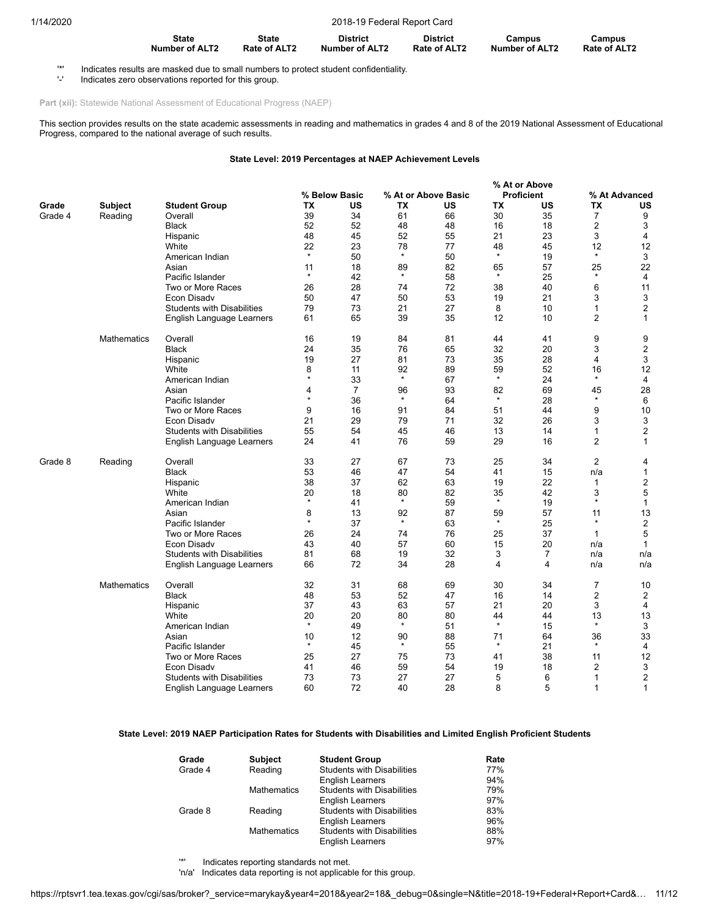| State Number of ALT2 | State Rate of ALT2 | District Number of ALT2 | District Rate of ALT2 | Campus Number of ALT2 | Campus Rate of ALT2 |
|---|---|---|---|---|---|

'*' Indicates results are masked due to small numbers to protect student confidentiality.
'-' Indicates zero observations reported for this group.

**Part (xii):** Statewide National Assessment of Educational Progress (NAEP)

This section provides results on the state academic assessments in reading and mathematics in grades 4 and 8 of the 2019 National Assessment of Educational Progress, compared to the national average of such results.

### State Level: 2019 Percentages at NAEP Achievement Levels

| | | | % Below Basic | | % At or Above Basic | | % At or Above Proficient | | % At Advanced | |
|---|---|---|---|---|---|---|---|---|---|---|
| Grade | Subject | Student Group | TX | US | TX | US | TX | US | TX | US |
| Grade 4 | Reading | Overall | 39 | 34 | 61 | 66 | 30 | 35 | 7 | 9 |
| | | Black | 52 | 52 | 48 | 48 | 16 | 18 | 2 | 3 |
| | | Hispanic | 48 | 45 | 52 | 55 | 21 | 23 | 3 | 4 |
| | | White | 22 | 23 | 78 | 77 | 48 | 45 | 12 | 12 |
| | | American Indian | * | 50 | * | 50 | * | 19 | * | 3 |
| | | Asian | 11 | 18 | 89 | 82 | 65 | 57 | 25 | 22 |
| | | Pacific Islander | * | 42 | * | 58 | * | 25 | * | 4 |
| | | Two or More Races | 26 | 28 | 74 | 72 | 38 | 40 | 6 | 11 |
| | | Econ Disadv | 50 | 47 | 50 | 53 | 19 | 21 | 3 | 3 |
| | | Students with Disabilities | 79 | 73 | 21 | 27 | 8 | 10 | 1 | 2 |
| | | English Language Learners | 61 | 65 | 39 | 35 | 12 | 10 | 2 | 1 |
| | Mathematics | Overall | 16 | 19 | 84 | 81 | 44 | 41 | 9 | 9 |
| | | Black | 24 | 35 | 76 | 65 | 32 | 20 | 3 | 2 |
| | | Hispanic | 19 | 27 | 81 | 73 | 35 | 28 | 4 | 3 |
| | | White | 8 | 11 | 92 | 89 | 59 | 52 | 16 | 12 |
| | | American Indian | * | 33 | * | 67 | * | 24 | * | 4 |
| | | Asian | 4 | 7 | 96 | 93 | 82 | 69 | 45 | 28 |
| | | Pacific Islander | * | 36 | * | 64 | * | 28 | * | 6 |
| | | Two or More Races | 9 | 16 | 91 | 84 | 51 | 44 | 9 | 10 |
| | | Econ Disadv | 21 | 29 | 79 | 71 | 32 | 26 | 3 | 3 |
| | | Students with Disabilities | 55 | 54 | 45 | 46 | 13 | 14 | 1 | 2 |
| | | English Language Learners | 24 | 41 | 76 | 59 | 29 | 16 | 2 | 1 |
| Grade 8 | Reading | Overall | 33 | 27 | 67 | 73 | 25 | 34 | 2 | 4 |
| | | Black | 53 | 46 | 47 | 54 | 41 | 15 | n/a | 1 |
| | | Hispanic | 38 | 37 | 62 | 63 | 19 | 22 | 1 | 2 |
| | | White | 20 | 18 | 80 | 82 | 35 | 42 | 3 | 5 |
| | | American Indian | * | 41 | * | 59 | * | 19 | * | 1 |
| | | Asian | 8 | 13 | 92 | 87 | 59 | 57 | 11 | 13 |
| | | Pacific Islander | * | 37 | * | 63 | * | 25 | * | 2 |
| | | Two or More Races | 26 | 24 | 74 | 76 | 25 | 37 | 1 | 5 |
| | | Econ Disadv | 43 | 40 | 57 | 60 | 15 | 20 | n/a | 1 |
| | | Students with Disabilities | 81 | 68 | 19 | 32 | 3 | 7 | n/a | n/a |
| | | English Language Learners | 66 | 72 | 34 | 28 | 4 | 4 | n/a | n/a |
| | Mathematics | Overall | 32 | 31 | 68 | 69 | 30 | 34 | 7 | 10 |
| | | Black | 48 | 53 | 52 | 47 | 16 | 14 | 2 | 2 |
| | | Hispanic | 37 | 43 | 63 | 57 | 21 | 20 | 3 | 4 |
| | | White | 20 | 20 | 80 | 80 | 44 | 44 | 13 | 13 |
| | | American Indian | * | 49 | * | 51 | * | 15 | * | 3 |
| | | Asian | 10 | 12 | 90 | 88 | 71 | 64 | 36 | 33 |
| | | Pacific Islander | * | 45 | * | 55 | * | 21 | * | 4 |
| | | Two or More Races | 25 | 27 | 75 | 73 | 41 | 38 | 11 | 12 |
| | | Econ Disadv | 41 | 46 | 59 | 54 | 19 | 18 | 2 | 3 |
| | | Students with Disabilities | 73 | 73 | 27 | 27 | 5 | 6 | 1 | 2 |
| | | English Language Learners | 60 | 72 | 40 | 28 | 8 | 5 | 1 | 1 |

### State Level: 2019 NAEP Participation Rates for Students with Disabilities and Limited English Proficient Students

| Grade | Subject | Student Group | Rate |
|---|---|---|---|
| Grade 4 | Reading | Students with Disabilities | 77% |
| | | English Learners | 94% |
| | Mathematics | Students with Disabilities | 79% |
| | | English Learners | 97% |
| Grade 8 | Reading | Students with Disabilities | 83% |
| | | English Learners | 96% |
| | Mathematics | Students with Disabilities | 88% |
| | | English Learners | 97% |

'*' Indicates reporting standards not met.
'n/a' Indicates data reporting is not applicable for this group.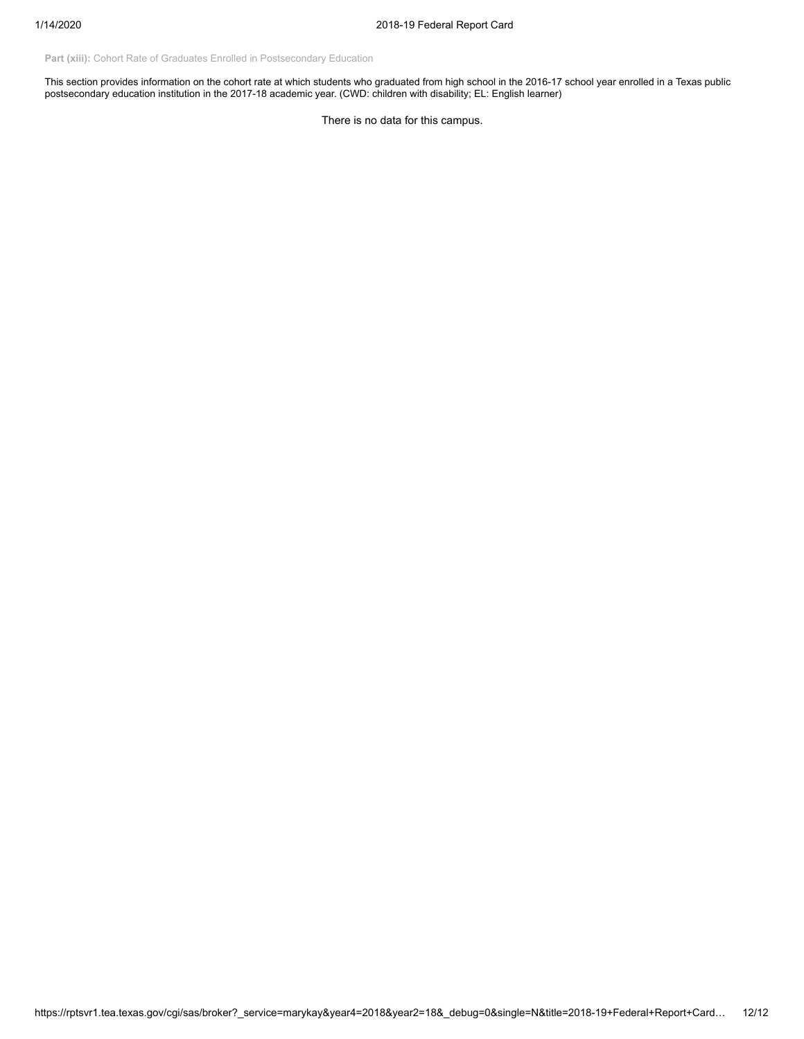**Part (xiii):** Cohort Rate of Graduates Enrolled in Postsecondary Education

This section provides information on the cohort rate at which students who graduated from high school in the 2016-17 school year enrolled in a Texas public postsecondary education institution in the 2017-18 academic year. (CWD: children with disability; EL: English learner)

There is no data for this campus.